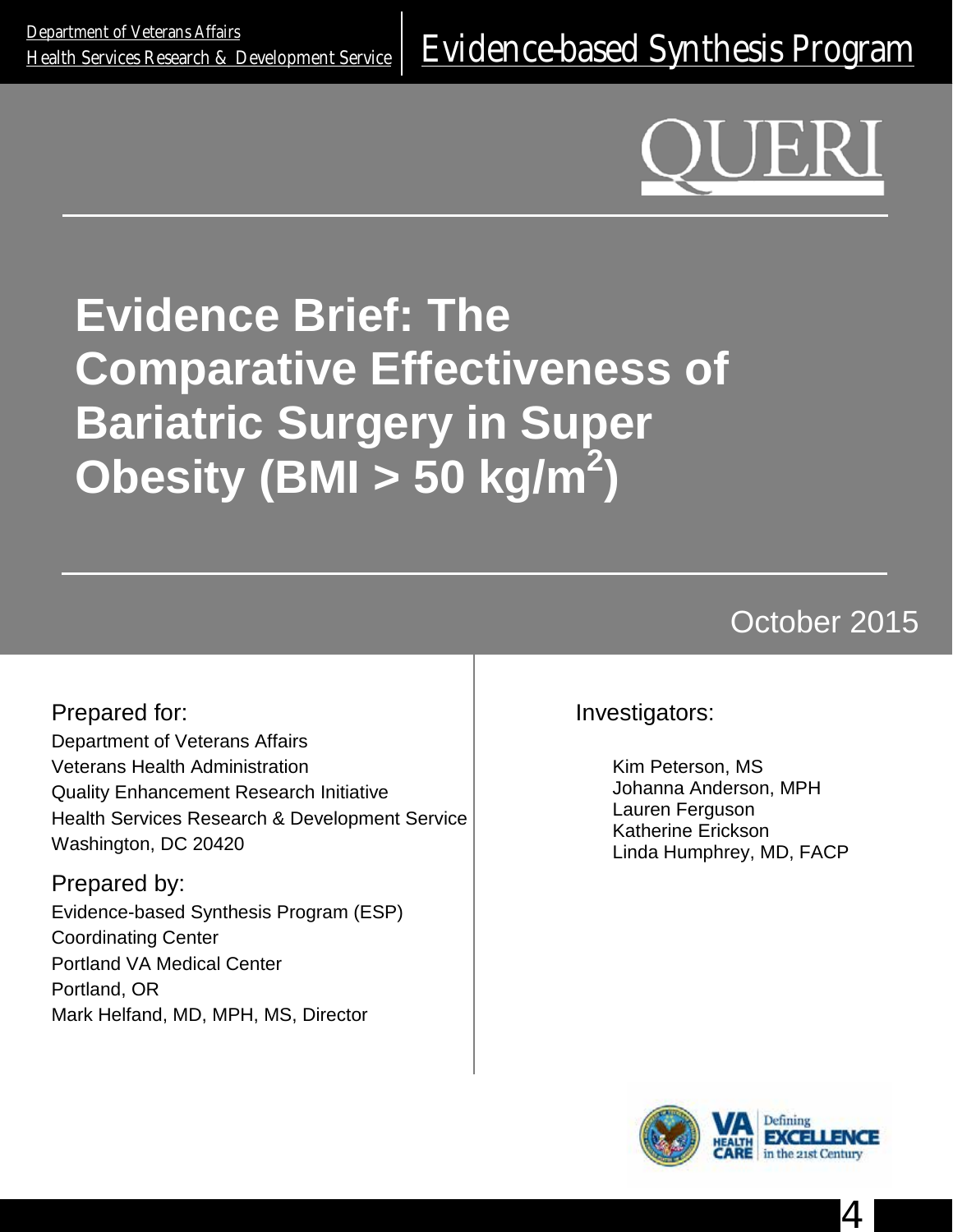Department of Veterans Affairs
Health Services Research & Development Service

Evidence-based Synthesis Program

QUERI

# Evidence Brief: The Comparative Effectiveness of Bariatric Surgery in Super Obesity (BMI > 50 kg/m$^2$)

October 2015

Prepared for:
Department of Veterans Affairs
Veterans Health Administration
Quality Enhancement Research Initiative
Health Services Research & Development Service
Washington, DC 20420

Prepared by:
Evidence-based Synthesis Program (ESP)
Coordinating Center
Portland VA Medical Center
Portland, OR
Mark Helfand, MD, MPH, MS, Director

Investigators:

Kim Peterson, MS
Johanna Anderson, MPH
Lauren Ferguson
Katherine Erickson
Linda Humphrey, MD, FACP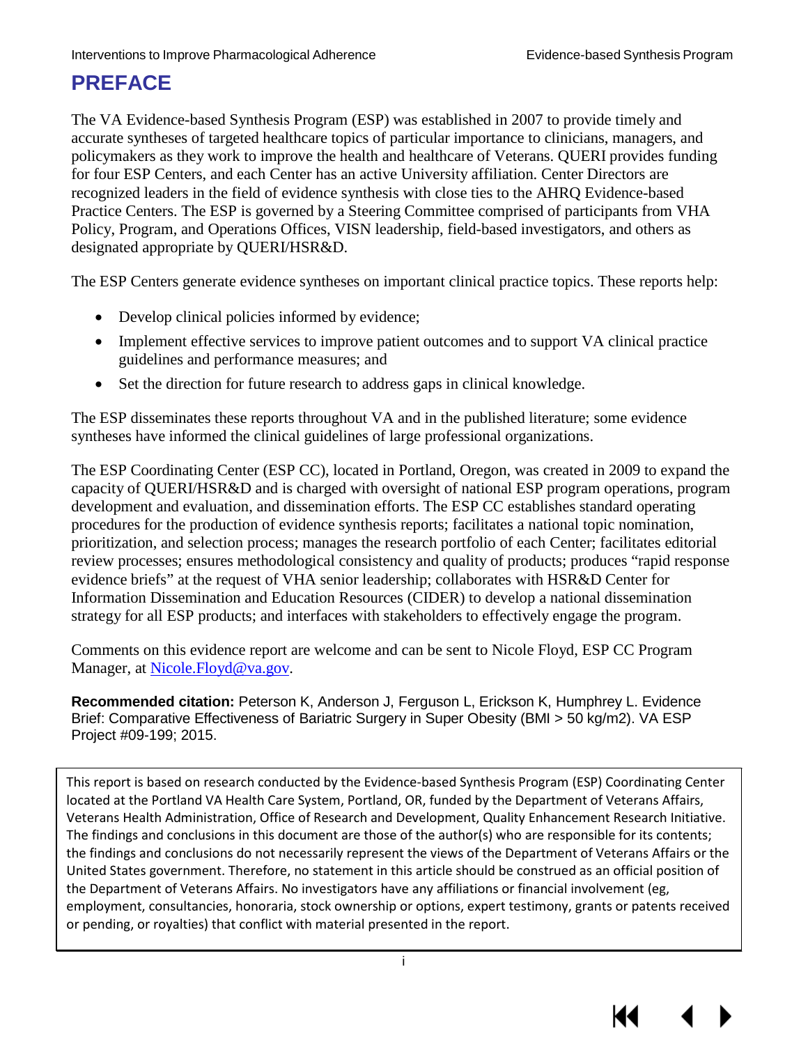# PREFACE

The VA Evidence-based Synthesis Program (ESP) was established in 2007 to provide timely and accurate syntheses of targeted healthcare topics of particular importance to clinicians, managers, and policymakers as they work to improve the health and healthcare of Veterans. QUERI provides funding for four ESP Centers, and each Center has an active University affiliation. Center Directors are recognized leaders in the field of evidence synthesis with close ties to the AHRQ Evidence-based Practice Centers. The ESP is governed by a Steering Committee comprised of participants from VHA Policy, Program, and Operations Offices, VISN leadership, field-based investigators, and others as designated appropriate by QUERI/HSR&D.

The ESP Centers generate evidence syntheses on important clinical practice topics. These reports help:

- Develop clinical policies informed by evidence;
- Implement effective services to improve patient outcomes and to support VA clinical practice guidelines and performance measures; and
- Set the direction for future research to address gaps in clinical knowledge.

The ESP disseminates these reports throughout VA and in the published literature; some evidence syntheses have informed the clinical guidelines of large professional organizations.

The ESP Coordinating Center (ESP CC), located in Portland, Oregon, was created in 2009 to expand the capacity of QUERI/HSR&D and is charged with oversight of national ESP program operations, program development and evaluation, and dissemination efforts. The ESP CC establishes standard operating procedures for the production of evidence synthesis reports; facilitates a national topic nomination, prioritization, and selection process; manages the research portfolio of each Center; facilitates editorial review processes; ensures methodological consistency and quality of products; produces "rapid response evidence briefs" at the request of VHA senior leadership; collaborates with HSR&D Center for Information Dissemination and Education Resources (CIDER) to develop a national dissemination strategy for all ESP products; and interfaces with stakeholders to effectively engage the program.

Comments on this evidence report are welcome and can be sent to Nicole Floyd, ESP CC Program Manager, at Nicole.Floyd@va.gov.

**Recommended citation:** Peterson K, Anderson J, Ferguson L, Erickson K, Humphrey L. Evidence Brief: Comparative Effectiveness of Bariatric Surgery in Super Obesity (BMI > 50 kg/m2). VA ESP Project #09-199; 2015.

This report is based on research conducted by the Evidence-based Synthesis Program (ESP) Coordinating Center located at the Portland VA Health Care System, Portland, OR, funded by the Department of Veterans Affairs, Veterans Health Administration, Office of Research and Development, Quality Enhancement Research Initiative. The findings and conclusions in this document are those of the author(s) who are responsible for its contents; the findings and conclusions do not necessarily represent the views of the Department of Veterans Affairs or the United States government. Therefore, no statement in this article should be construed as an official position of the Department of Veterans Affairs. No investigators have any affiliations or financial involvement (eg, employment, consultancies, honoraria, stock ownership or options, expert testimony, grants or patents received or pending, or royalties) that conflict with material presented in the report.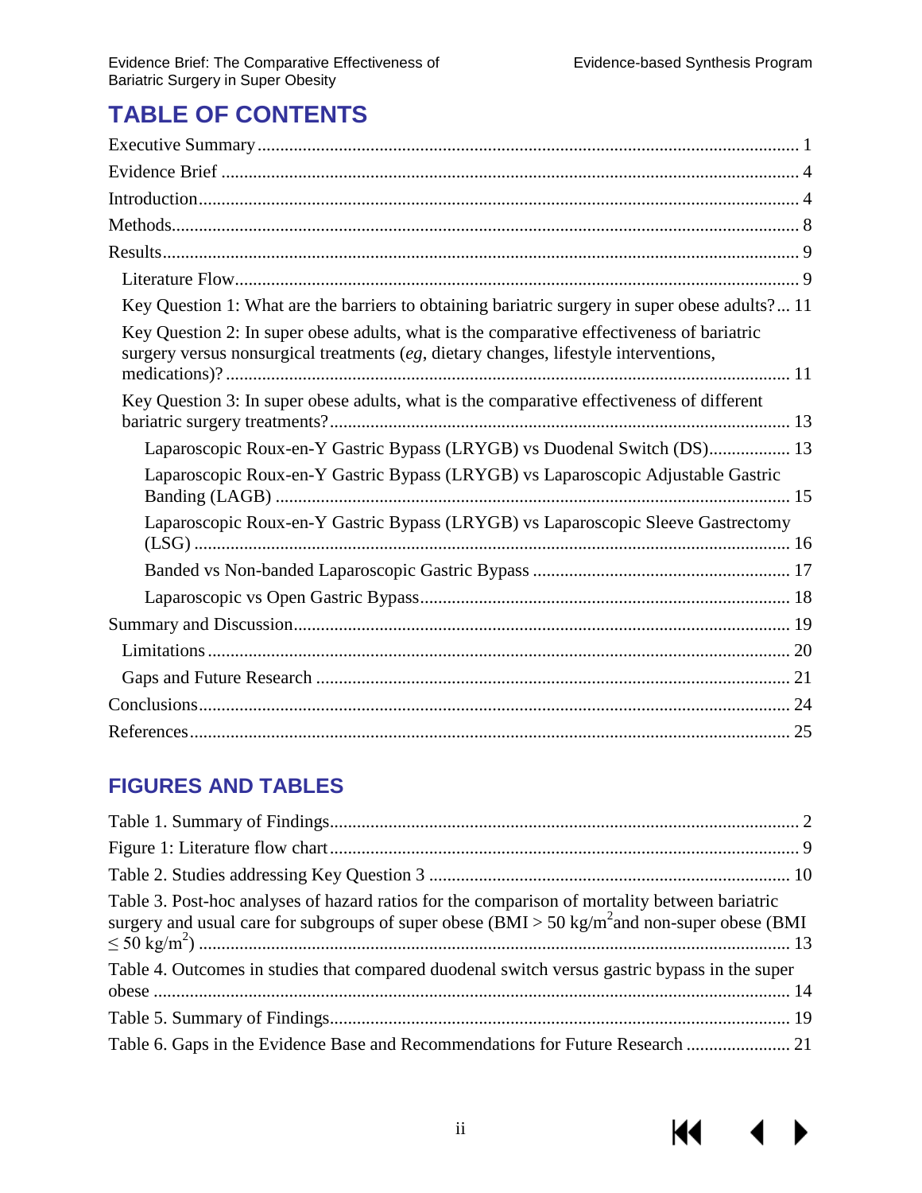# TABLE OF CONTENTS

Executive Summary ........................................................................................................ 1

Evidence Brief ................................................................................................................ 4

Introduction..................................................................................................................... 4

Methods........................................................................................................................... 8

Results............................................................................................................................. 9

- Literature Flow............................................................................................................ 9
- Key Question 1: What are the barriers to obtaining bariatric surgery in super obese adults? ... 11
- Key Question 2: In super obese adults, what is the comparative effectiveness of bariatric surgery versus nonsurgical treatments (*eg*, dietary changes, lifestyle interventions, medications)? ............ 11
- Key Question 3: In super obese adults, what is the comparative effectiveness of different bariatric surgery treatments?..................................................................................... 13
  - Laparoscopic Roux-en-Y Gastric Bypass (LRYGB) vs Duodenal Switch (DS).................. 13
  - Laparoscopic Roux-en-Y Gastric Bypass (LRYGB) vs Laparoscopic Adjustable Gastric Banding (LAGB) ................................................................................................. 15
  - Laparoscopic Roux-en-Y Gastric Bypass (LRYGB) vs Laparoscopic Sleeve Gastrectomy (LSG) ........................................................................................................... 16
  - Banded vs Non-banded Laparoscopic Gastric Bypass ........................................................ 17
  - Laparoscopic vs Open Gastric Bypass................................................................................. 18

Summary and Discussion............................................................................................... 19

- Limitations.................................................................................................................. 20
- Gaps and Future Research .......................................................................................... 21

Conclusions..................................................................................................................... 24

References....................................................................................................................... 25

## FIGURES AND TABLES

Table 1. Summary of Findings.......................................................................................... 2

Figure 1: Literature flow chart.......................................................................................... 9

Table 2. Studies addressing Key Question 3 ................................................................... 10

Table 3. Post-hoc analyses of hazard ratios for the comparison of mortality between bariatric surgery and usual care for subgroups of super obese (BMI > 50 kg/m$^2$ and non-super obese (BMI ≤ 50 kg/m$^2$) ................................................................................................................... 13

Table 4. Outcomes in studies that compared duodenal switch versus gastric bypass in the super obese ............................................................................................................................. 14

Table 5. Summary of Findings........................................................................................ 19

Table 6. Gaps in the Evidence Base and Recommendations for Future Research ....................... 21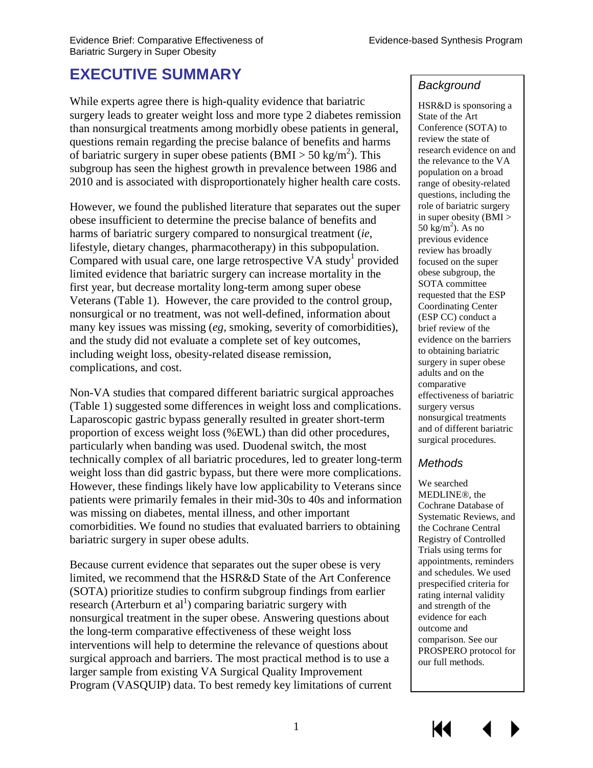# EXECUTIVE SUMMARY

While experts agree there is high-quality evidence that bariatric surgery leads to greater weight loss and more type 2 diabetes remission than nonsurgical treatments among morbidly obese patients in general, questions remain regarding the precise balance of benefits and harms of bariatric surgery in super obese patients (BMI > 50 kg/m$^2$). This subgroup has seen the highest growth in prevalence between 1986 and 2010 and is associated with disproportionately higher health care costs.

However, we found the published literature that separates out the super obese insufficient to determine the precise balance of benefits and harms of bariatric surgery compared to nonsurgical treatment (*ie*, lifestyle, dietary changes, pharmacotherapy) in this subpopulation. Compared with usual care, one large retrospective VA study[1] provided limited evidence that bariatric surgery can increase mortality in the first year, but decrease mortality long-term among super obese Veterans (Table 1). However, the care provided to the control group, nonsurgical or no treatment, was not well-defined, information about many key issues was missing (*eg*, smoking, severity of comorbidities), and the study did not evaluate a complete set of key outcomes, including weight loss, obesity-related disease remission, complications, and cost.

Non-VA studies that compared different bariatric surgical approaches (Table 1) suggested some differences in weight loss and complications. Laparoscopic gastric bypass generally resulted in greater short-term proportion of excess weight loss (%EWL) than did other procedures, particularly when banding was used. Duodenal switch, the most technically complex of all bariatric procedures, led to greater long-term weight loss than did gastric bypass, but there were more complications. However, these findings likely have low applicability to Veterans since patients were primarily females in their mid-30s to 40s and information was missing on diabetes, mental illness, and other important comorbidities. We found no studies that evaluated barriers to obtaining bariatric surgery in super obese adults.

Because current evidence that separates out the super obese is very limited, we recommend that the HSR&D State of the Art Conference (SOTA) prioritize studies to confirm subgroup findings from earlier research (Arterburn et al[1]) comparing bariatric surgery with nonsurgical treatment in the super obese. Answering questions about the long-term comparative effectiveness of these weight loss interventions will help to determine the relevance of questions about surgical approach and barriers. The most practical method is to use a larger sample from existing VA Surgical Quality Improvement Program (VASQUIP) data. To best remedy key limitations of current

### *Background*

HSR&D is sponsoring a State of the Art Conference (SOTA) to review the state of research evidence on and the relevance to the VA population on a broad range of obesity-related questions, including the role of bariatric surgery in super obesity (BMI > 50 kg/m$^2$). As no previous evidence review has broadly focused on the super obese subgroup, the SOTA committee requested that the ESP Coordinating Center (ESP CC) conduct a brief review of the evidence on the barriers to obtaining bariatric surgery in super obese adults and on the comparative effectiveness of bariatric surgery versus nonsurgical treatments and of different bariatric surgical procedures.

### *Methods*

We searched MEDLINE®, the Cochrane Database of Systematic Reviews, and the Cochrane Central Registry of Controlled Trials using terms for appointments, reminders and schedules. We used prespecified criteria for rating internal validity and strength of the evidence for each outcome and comparison. See our PROSPERO protocol for our full methods.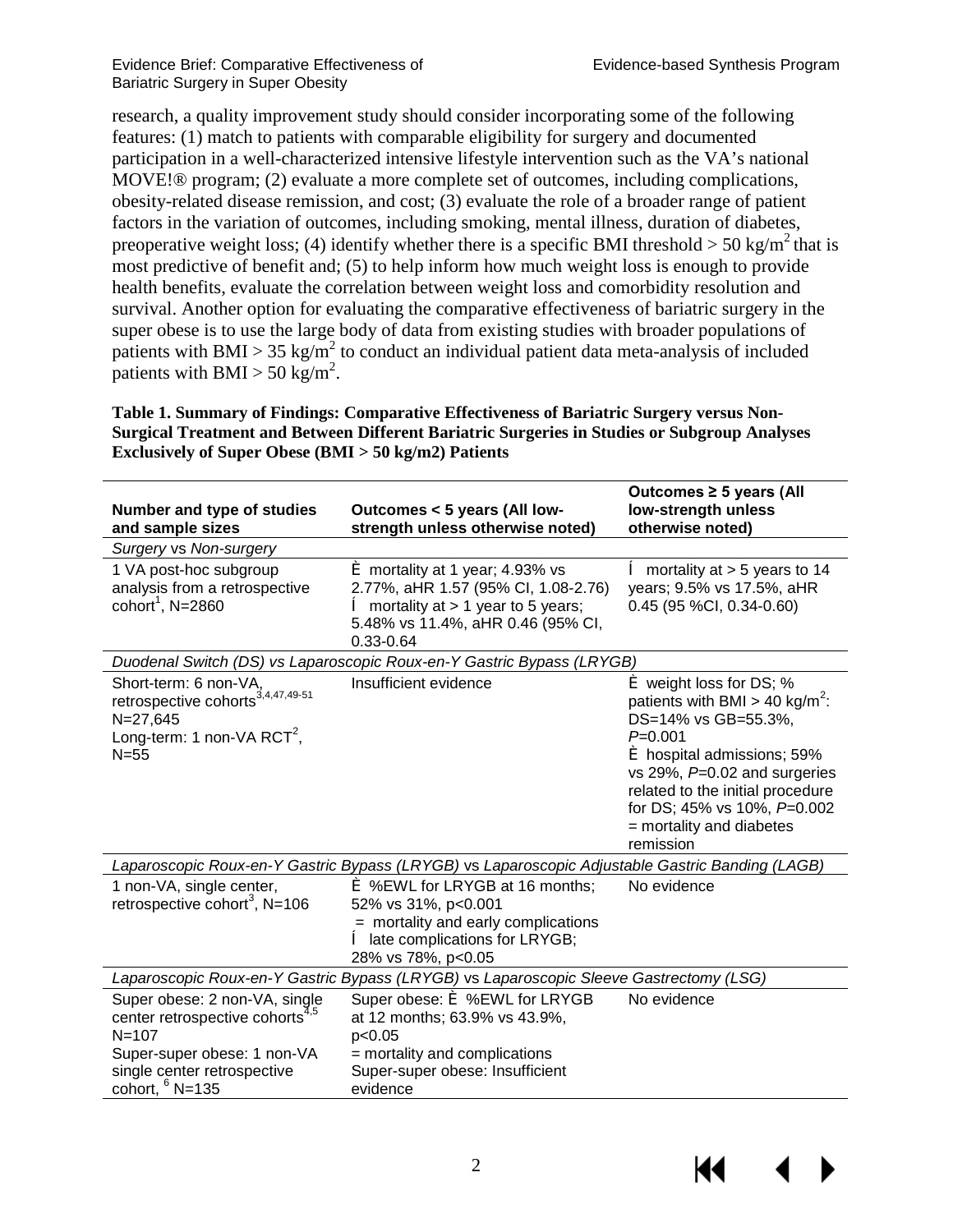research, a quality improvement study should consider incorporating some of the following features: (1) match to patients with comparable eligibility for surgery and documented participation in a well-characterized intensive lifestyle intervention such as the VA's national MOVE!® program; (2) evaluate a more complete set of outcomes, including complications, obesity-related disease remission, and cost; (3) evaluate the role of a broader range of patient factors in the variation of outcomes, including smoking, mental illness, duration of diabetes, preoperative weight loss; (4) identify whether there is a specific BMI threshold > 50 kg/m$^2$ that is most predictive of benefit and; (5) to help inform how much weight loss is enough to provide health benefits, evaluate the correlation between weight loss and comorbidity resolution and survival. Another option for evaluating the comparative effectiveness of bariatric surgery in the super obese is to use the large body of data from existing studies with broader populations of patients with BMI > 35 kg/m$^2$ to conduct an individual patient data meta-analysis of included patients with BMI > 50 kg/m$^2$.

**Table 1. Summary of Findings: Comparative Effectiveness of Bariatric Surgery versus Non-Surgical Treatment and Between Different Bariatric Surgeries in Studies or Subgroup Analyses Exclusively of Super Obese (BMI > 50 kg/m2) Patients**

| Number and type of studies and sample sizes | Outcomes < 5 years (All low-strength unless otherwise noted) | Outcomes ≥ 5 years (All low-strength unless otherwise noted) |
|---|---|---|
| *Surgery vs Non-surgery* | | |
| 1 VA post-hoc subgroup analysis from a retrospective cohort[1], N=2860 | È mortality at 1 year; 4.93% vs 2.77%, aHR 1.57 (95% CI, 1.08-2.76)<br>Í mortality at > 1 year to 5 years; 5.48% vs 11.4%, aHR 0.46 (95% CI, 0.33-0.64 | Í mortality at > 5 years to 14 years; 9.5% vs 17.5%, aHR 0.45 (95 %CI, 0.34-0.60) |
| *Duodenal Switch (DS) vs Laparoscopic Roux-en-Y Gastric Bypass (LRYGB)* | | |
| Short-term: 6 non-VA, retrospective cohorts[3,4,47,49-51] N=27,645<br>Long-term: 1 non-VA RCT[2], N=55 | Insufficient evidence | È weight loss for DS; % patients with BMI > 40 kg/m$^2$: DS=14% vs GB=55.3%, *P*=0.001<br>È hospital admissions; 59% vs 29%, *P*=0.02 and surgeries related to the initial procedure for DS; 45% vs 10%, *P*=0.002<br>= mortality and diabetes remission |
| *Laparoscopic Roux-en-Y Gastric Bypass (LRYGB) vs Laparoscopic Adjustable Gastric Banding (LAGB)* | | |
| 1 non-VA, single center, retrospective cohort[3], N=106 | È %EWL for LRYGB at 16 months; 52% vs 31%, p<0.001<br>= mortality and early complications<br>Í late complications for LRYGB; 28% vs 78%, p<0.05 | No evidence |
| *Laparoscopic Roux-en-Y Gastric Bypass (LRYGB) vs Laparoscopic Sleeve Gastrectomy (LSG)* | | |
| Super obese: 2 non-VA, single center retrospective cohorts[4,5] N=107<br>Super-super obese: 1 non-VA single center retrospective cohort,[6] N=135 | Super obese: È %EWL for LRYGB at 12 months; 63.9% vs 43.9%, p<0.05<br>= mortality and complications<br>Super-super obese: Insufficient evidence | No evidence |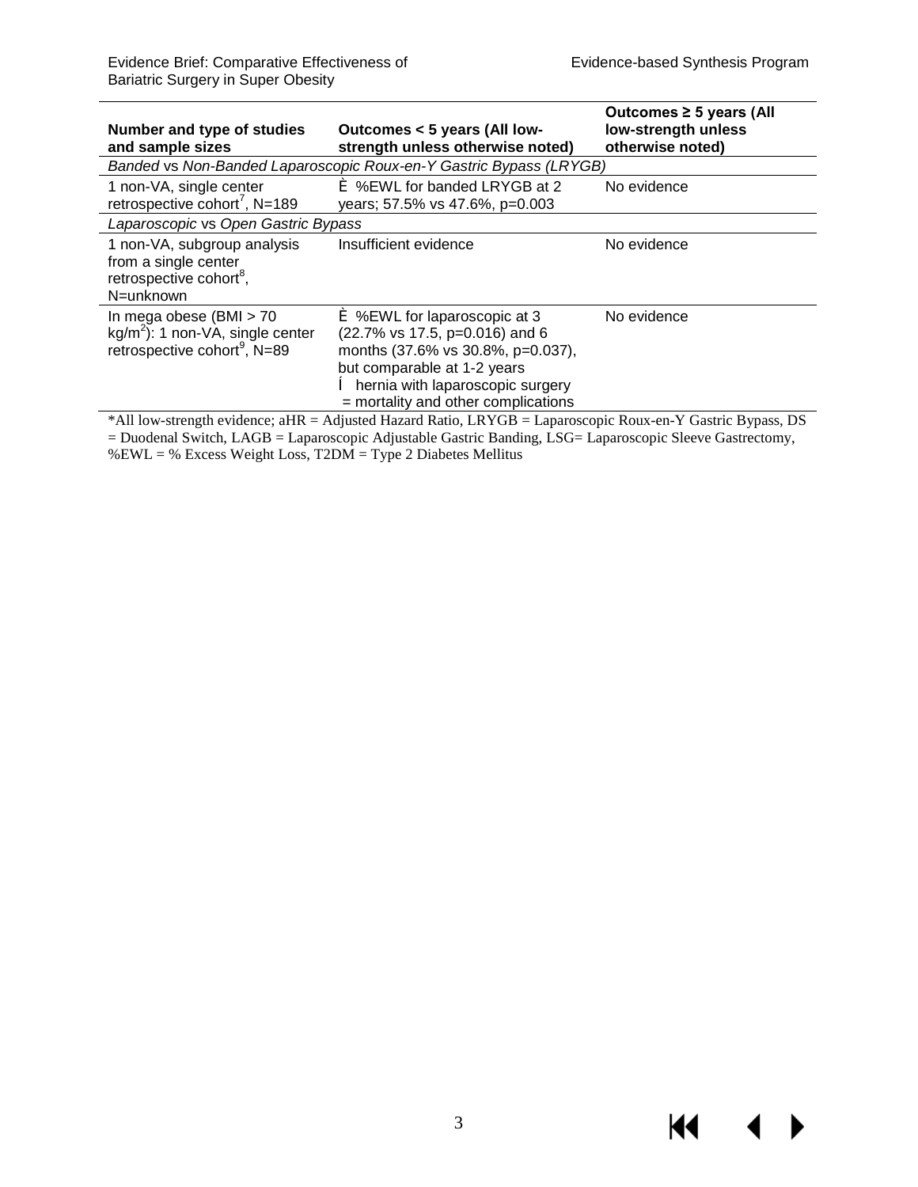| Number and type of studies and sample sizes | Outcomes < 5 years (All low-strength unless otherwise noted) | Outcomes ≥ 5 years (All low-strength unless otherwise noted) |
|---|---|---|
| *Banded* vs *Non-Banded Laparoscopic Roux-en-Y Gastric Bypass (LRYGB)* | | |
| 1 non-VA, single center retrospective cohort[7], N=189 | È %EWL for banded LRYGB at 2 years; 57.5% vs 47.6%, p=0.003 | No evidence |
| *Laparoscopic* vs *Open Gastric Bypass* | | |
| 1 non-VA, subgroup analysis from a single center retrospective cohort[8], N=unknown | Insufficient evidence | No evidence |
| In mega obese (BMI > 70 kg/m$^2$): 1 non-VA, single center retrospective cohort[9], N=89 | È %EWL for laparoscopic at 3 (22.7% vs 17.5, p=0.016) and 6 months (37.6% vs 30.8%, p=0.037), but comparable at 1-2 years<br>Í hernia with laparoscopic surgery<br>= mortality and other complications | No evidence |

*All low-strength evidence; aHR = Adjusted Hazard Ratio, LRYGB = Laparoscopic Roux-en-Y Gastric Bypass, DS = Duodenal Switch, LAGB = Laparoscopic Adjustable Gastric Banding, LSG= Laparoscopic Sleeve Gastrectomy, %EWL = % Excess Weight Loss, T2DM = Type 2 Diabetes Mellitus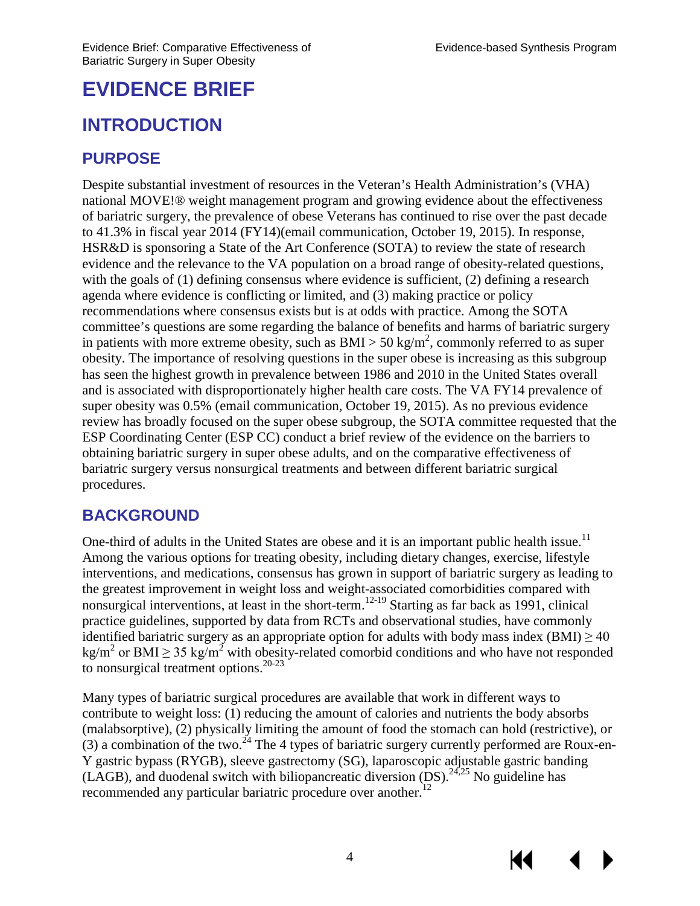# EVIDENCE BRIEF

## INTRODUCTION

### PURPOSE

Despite substantial investment of resources in the Veteran's Health Administration's (VHA) national MOVE!® weight management program and growing evidence about the effectiveness of bariatric surgery, the prevalence of obese Veterans has continued to rise over the past decade to 41.3% in fiscal year 2014 (FY14)(email communication, October 19, 2015). In response, HSR&D is sponsoring a State of the Art Conference (SOTA) to review the state of research evidence and the relevance to the VA population on a broad range of obesity-related questions, with the goals of (1) defining consensus where evidence is sufficient, (2) defining a research agenda where evidence is conflicting or limited, and (3) making practice or policy recommendations where consensus exists but is at odds with practice. Among the SOTA committee's questions are some regarding the balance of benefits and harms of bariatric surgery in patients with more extreme obesity, such as BMI > 50 kg/m$^2$, commonly referred to as super obesity. The importance of resolving questions in the super obese is increasing as this subgroup has seen the highest growth in prevalence between 1986 and 2010 in the United States overall and is associated with disproportionately higher health care costs. The VA FY14 prevalence of super obesity was 0.5% (email communication, October 19, 2015). As no previous evidence review has broadly focused on the super obese subgroup, the SOTA committee requested that the ESP Coordinating Center (ESP CC) conduct a brief review of the evidence on the barriers to obtaining bariatric surgery in super obese adults, and on the comparative effectiveness of bariatric surgery versus nonsurgical treatments and between different bariatric surgical procedures.

### BACKGROUND

One-third of adults in the United States are obese and it is an important public health issue.[11] Among the various options for treating obesity, including dietary changes, exercise, lifestyle interventions, and medications, consensus has grown in support of bariatric surgery as leading to the greatest improvement in weight loss and weight-associated comorbidities compared with nonsurgical interventions, at least in the short-term.[12-19] Starting as far back as 1991, clinical practice guidelines, supported by data from RCTs and observational studies, have commonly identified bariatric surgery as an appropriate option for adults with body mass index (BMI) ≥ 40 kg/m$^2$ or BMI ≥ 35 kg/m$^2$ with obesity-related comorbid conditions and who have not responded to nonsurgical treatment options.[20-23]

Many types of bariatric surgical procedures are available that work in different ways to contribute to weight loss: (1) reducing the amount of calories and nutrients the body absorbs (malabsorptive), (2) physically limiting the amount of food the stomach can hold (restrictive), or (3) a combination of the two.[24] The 4 types of bariatric surgery currently performed are Roux-en-Y gastric bypass (RYGB), sleeve gastrectomy (SG), laparoscopic adjustable gastric banding (LAGB), and duodenal switch with biliopancreatic diversion (DS).[24,25] No guideline has recommended any particular bariatric procedure over another.[12]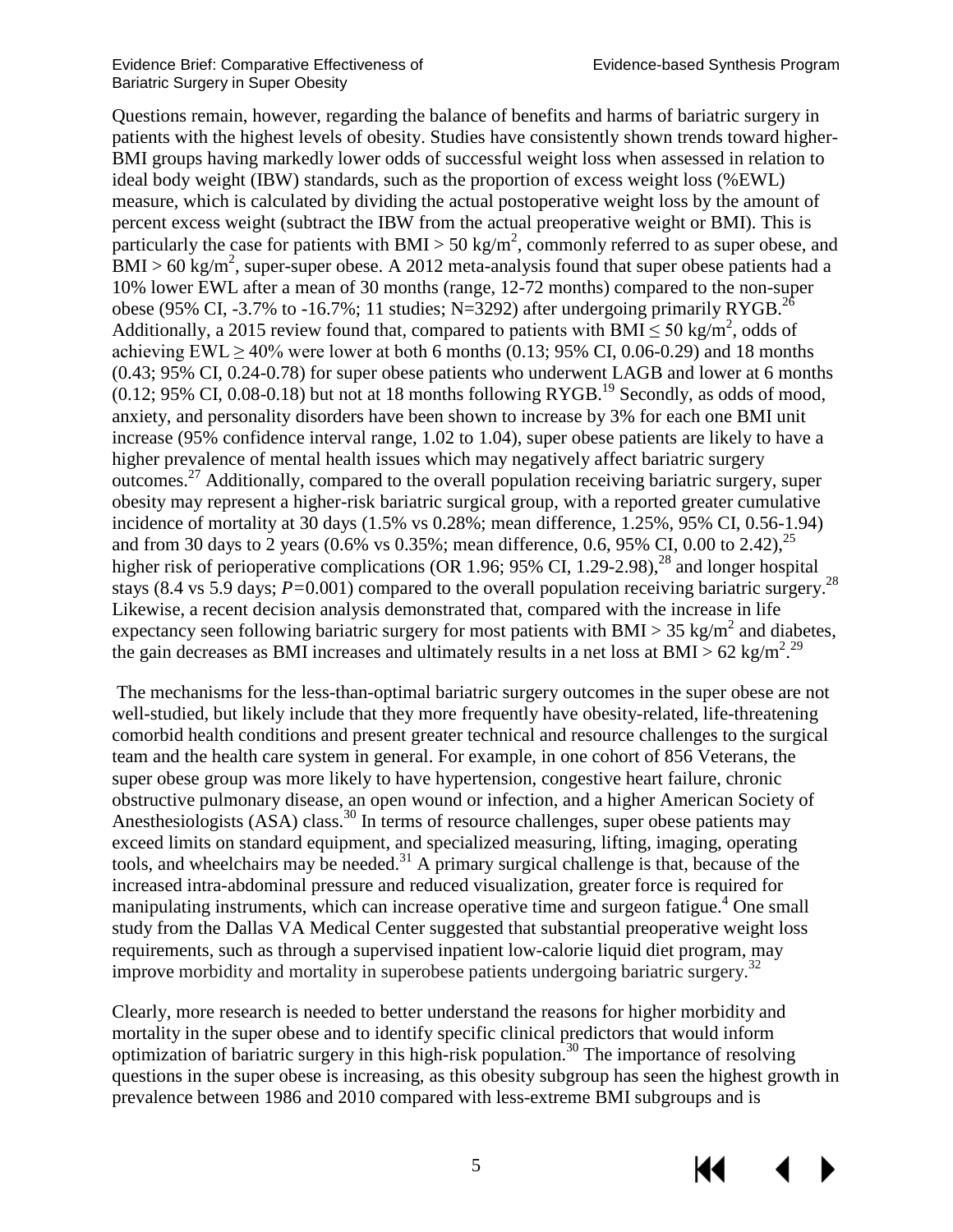Questions remain, however, regarding the balance of benefits and harms of bariatric surgery in patients with the highest levels of obesity. Studies have consistently shown trends toward higher-BMI groups having markedly lower odds of successful weight loss when assessed in relation to ideal body weight (IBW) standards, such as the proportion of excess weight loss (%EWL) measure, which is calculated by dividing the actual postoperative weight loss by the amount of percent excess weight (subtract the IBW from the actual preoperative weight or BMI). This is particularly the case for patients with BMI > 50 kg/m$^2$, commonly referred to as super obese, and BMI > 60 kg/m$^2$, super-super obese. A 2012 meta-analysis found that super obese patients had a 10% lower EWL after a mean of 30 months (range, 12-72 months) compared to the non-super obese (95% CI, -3.7% to -16.7%; 11 studies; N=3292) after undergoing primarily RYGB.[26] Additionally, a 2015 review found that, compared to patients with BMI ≤ 50 kg/m$^2$, odds of achieving EWL ≥ 40% were lower at both 6 months (0.13; 95% CI, 0.06-0.29) and 18 months (0.43; 95% CI, 0.24-0.78) for super obese patients who underwent LAGB and lower at 6 months (0.12; 95% CI, 0.08-0.18) but not at 18 months following RYGB.[19] Secondly, as odds of mood, anxiety, and personality disorders have been shown to increase by 3% for each one BMI unit increase (95% confidence interval range, 1.02 to 1.04), super obese patients are likely to have a higher prevalence of mental health issues which may negatively affect bariatric surgery outcomes.[27] Additionally, compared to the overall population receiving bariatric surgery, super obesity may represent a higher-risk bariatric surgical group, with a reported greater cumulative incidence of mortality at 30 days (1.5% vs 0.28%; mean difference, 1.25%, 95% CI, 0.56-1.94) and from 30 days to 2 years (0.6% vs 0.35%; mean difference, 0.6, 95% CI, 0.00 to 2.42),[25] higher risk of perioperative complications (OR 1.96; 95% CI, 1.29-2.98),[28] and longer hospital stays (8.4 vs 5.9 days; *P*=0.001) compared to the overall population receiving bariatric surgery.[28] Likewise, a recent decision analysis demonstrated that, compared with the increase in life expectancy seen following bariatric surgery for most patients with BMI > 35 kg/m$^2$ and diabetes, the gain decreases as BMI increases and ultimately results in a net loss at BMI > 62 kg/m$^2$.[29]

The mechanisms for the less-than-optimal bariatric surgery outcomes in the super obese are not well-studied, but likely include that they more frequently have obesity-related, life-threatening comorbid health conditions and present greater technical and resource challenges to the surgical team and the health care system in general. For example, in one cohort of 856 Veterans, the super obese group was more likely to have hypertension, congestive heart failure, chronic obstructive pulmonary disease, an open wound or infection, and a higher American Society of Anesthesiologists (ASA) class.[30] In terms of resource challenges, super obese patients may exceed limits on standard equipment, and specialized measuring, lifting, imaging, operating tools, and wheelchairs may be needed.[31] A primary surgical challenge is that, because of the increased intra-abdominal pressure and reduced visualization, greater force is required for manipulating instruments, which can increase operative time and surgeon fatigue.[4] One small study from the Dallas VA Medical Center suggested that substantial preoperative weight loss requirements, such as through a supervised inpatient low-calorie liquid diet program, may improve morbidity and mortality in superobese patients undergoing bariatric surgery.[32]

Clearly, more research is needed to better understand the reasons for higher morbidity and mortality in the super obese and to identify specific clinical predictors that would inform optimization of bariatric surgery in this high-risk population.[30] The importance of resolving questions in the super obese is increasing, as this obesity subgroup has seen the highest growth in prevalence between 1986 and 2010 compared with less-extreme BMI subgroups and is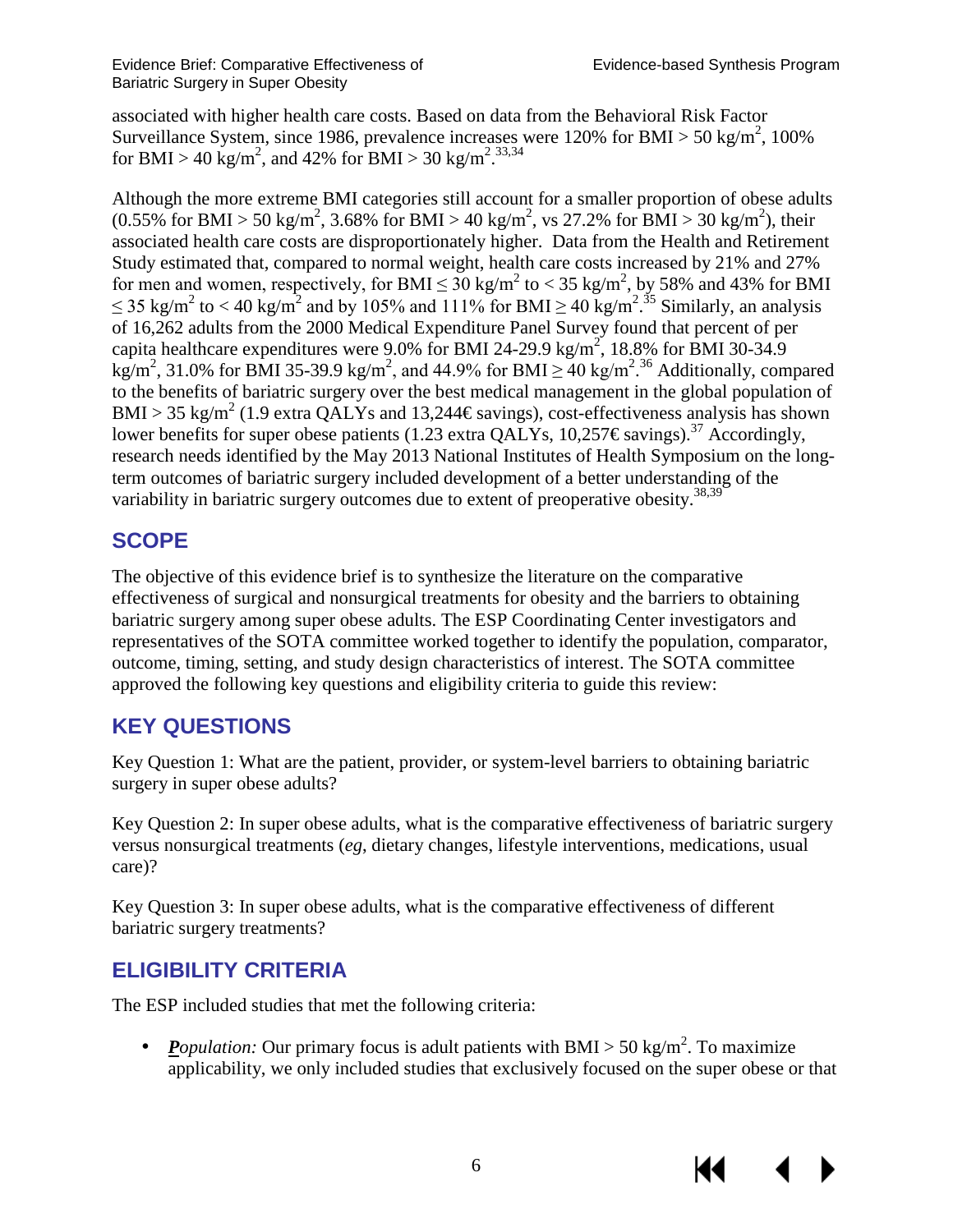associated with higher health care costs. Based on data from the Behavioral Risk Factor Surveillance System, since 1986, prevalence increases were 120% for BMI > 50 $kg/m^2$, 100% for BMI > 40 $kg/m^2$, and 42% for BMI > 30 $kg/m^2$.[33,34]

Although the more extreme BMI categories still account for a smaller proportion of obese adults (0.55% for BMI > 50 $kg/m^2$, 3.68% for BMI > 40 $kg/m^2$, vs 27.2% for BMI > 30 $kg/m^2$), their associated health care costs are disproportionately higher. Data from the Health and Retirement Study estimated that, compared to normal weight, health care costs increased by 21% and 27% for men and women, respectively, for BMI ≤ 30 $kg/m^2$ to < 35 $kg/m^2$, by 58% and 43% for BMI ≤ 35 $kg/m^2$ to < 40 $kg/m^2$ and by 105% and 111% for BMI ≥ 40 $kg/m^2$.[35] Similarly, an analysis of 16,262 adults from the 2000 Medical Expenditure Panel Survey found that percent of per capita healthcare expenditures were 9.0% for BMI 24-29.9 $kg/m^2$, 18.8% for BMI 30-34.9 $kg/m^2$, 31.0% for BMI 35-39.9 $kg/m^2$, and 44.9% for BMI ≥ 40 $kg/m^2$.[36] Additionally, compared to the benefits of bariatric surgery over the best medical management in the global population of BMI > 35 $kg/m^2$ (1.9 extra QALYs and 13,244€ savings), cost-effectiveness analysis has shown lower benefits for super obese patients (1.23 extra QALYs, 10,257€ savings).[37] Accordingly, research needs identified by the May 2013 National Institutes of Health Symposium on the long-term outcomes of bariatric surgery included development of a better understanding of the variability in bariatric surgery outcomes due to extent of preoperative obesity.[38,39]

## SCOPE

The objective of this evidence brief is to synthesize the literature on the comparative effectiveness of surgical and nonsurgical treatments for obesity and the barriers to obtaining bariatric surgery among super obese adults. The ESP Coordinating Center investigators and representatives of the SOTA committee worked together to identify the population, comparator, outcome, timing, setting, and study design characteristics of interest. The SOTA committee approved the following key questions and eligibility criteria to guide this review:

## KEY QUESTIONS

Key Question 1: What are the patient, provider, or system-level barriers to obtaining bariatric surgery in super obese adults?

Key Question 2: In super obese adults, what is the comparative effectiveness of bariatric surgery versus nonsurgical treatments (*eg*, dietary changes, lifestyle interventions, medications, usual care)?

Key Question 3: In super obese adults, what is the comparative effectiveness of different bariatric surgery treatments?

## ELIGIBILITY CRITERIA

The ESP included studies that met the following criteria:

- ***P**opulation:* Our primary focus is adult patients with BMI > 50 $kg/m^2$. To maximize applicability, we only included studies that exclusively focused on the super obese or that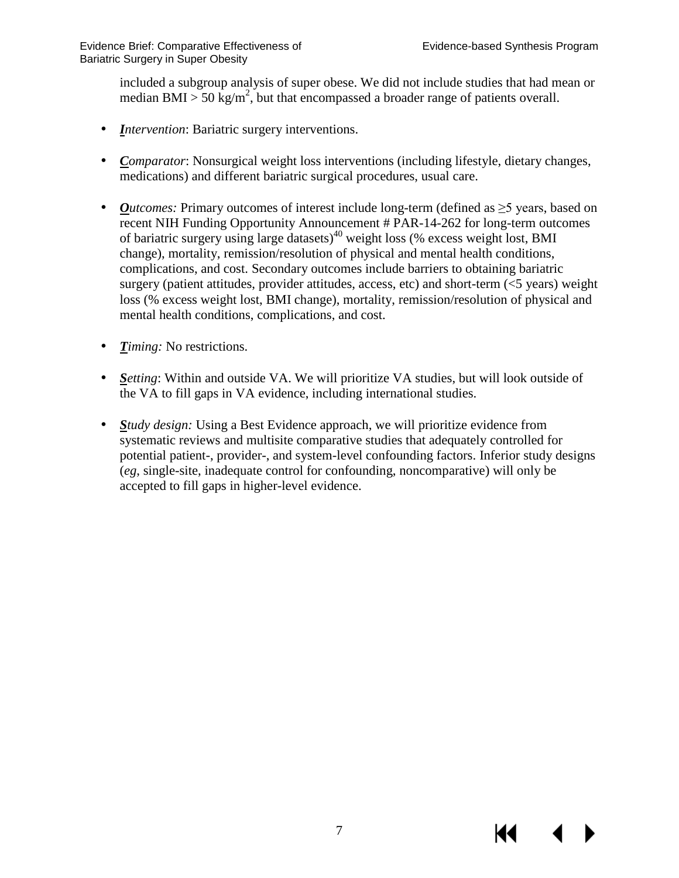included a subgroup analysis of super obese. We did not include studies that had mean or median BMI > 50 kg/m$^2$, but that encompassed a broader range of patients overall.

- ***I**ntervention*: Bariatric surgery interventions.

- ***C**omparator*: Nonsurgical weight loss interventions (including lifestyle, dietary changes, medications) and different bariatric surgical procedures, usual care.

- ***O**utcomes:* Primary outcomes of interest include long-term (defined as ≥5 years, based on recent NIH Funding Opportunity Announcement # PAR-14-262 for long-term outcomes of bariatric surgery using large datasets)[40] weight loss (% excess weight lost, BMI change), mortality, remission/resolution of physical and mental health conditions, complications, and cost. Secondary outcomes include barriers to obtaining bariatric surgery (patient attitudes, provider attitudes, access, etc) and short-term (<5 years) weight loss (% excess weight lost, BMI change), mortality, remission/resolution of physical and mental health conditions, complications, and cost.

- ***T**iming:* No restrictions.

- ***S**etting*: Within and outside VA. We will prioritize VA studies, but will look outside of the VA to fill gaps in VA evidence, including international studies.

- ***S**tudy design:* Using a Best Evidence approach, we will prioritize evidence from systematic reviews and multisite comparative studies that adequately controlled for potential patient-, provider-, and system-level confounding factors. Inferior study designs (*eg*, single-site, inadequate control for confounding, noncomparative) will only be accepted to fill gaps in higher-level evidence.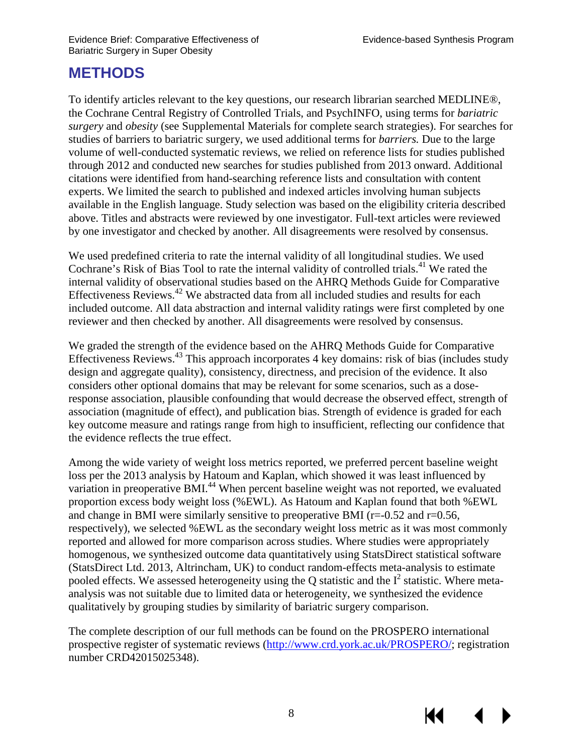# METHODS

To identify articles relevant to the key questions, our research librarian searched MEDLINE®, the Cochrane Central Registry of Controlled Trials, and PsychINFO, using terms for *bariatric surgery* and *obesity* (see Supplemental Materials for complete search strategies). For searches for studies of barriers to bariatric surgery, we used additional terms for *barriers.* Due to the large volume of well-conducted systematic reviews, we relied on reference lists for studies published through 2012 and conducted new searches for studies published from 2013 onward. Additional citations were identified from hand-searching reference lists and consultation with content experts. We limited the search to published and indexed articles involving human subjects available in the English language. Study selection was based on the eligibility criteria described above. Titles and abstracts were reviewed by one investigator. Full-text articles were reviewed by one investigator and checked by another. All disagreements were resolved by consensus.

We used predefined criteria to rate the internal validity of all longitudinal studies. We used Cochrane's Risk of Bias Tool to rate the internal validity of controlled trials.[41] We rated the internal validity of observational studies based on the AHRQ Methods Guide for Comparative Effectiveness Reviews.[42] We abstracted data from all included studies and results for each included outcome. All data abstraction and internal validity ratings were first completed by one reviewer and then checked by another. All disagreements were resolved by consensus.

We graded the strength of the evidence based on the AHRQ Methods Guide for Comparative Effectiveness Reviews.[43] This approach incorporates 4 key domains: risk of bias (includes study design and aggregate quality), consistency, directness, and precision of the evidence. It also considers other optional domains that may be relevant for some scenarios, such as a dose-response association, plausible confounding that would decrease the observed effect, strength of association (magnitude of effect), and publication bias. Strength of evidence is graded for each key outcome measure and ratings range from high to insufficient, reflecting our confidence that the evidence reflects the true effect.

Among the wide variety of weight loss metrics reported, we preferred percent baseline weight loss per the 2013 analysis by Hatoum and Kaplan, which showed it was least influenced by variation in preoperative BMI.[44] When percent baseline weight was not reported, we evaluated proportion excess body weight loss (%EWL). As Hatoum and Kaplan found that both %EWL and change in BMI were similarly sensitive to preoperative BMI ($r=-0.52$ and $r=0.56$, respectively), we selected %EWL as the secondary weight loss metric as it was most commonly reported and allowed for more comparison across studies. Where studies were appropriately homogenous, we synthesized outcome data quantitatively using StatsDirect statistical software (StatsDirect Ltd. 2013, Altrincham, UK) to conduct random-effects meta-analysis to estimate pooled effects. We assessed heterogeneity using the Q statistic and the $I^2$ statistic. Where meta-analysis was not suitable due to limited data or heterogeneity, we synthesized the evidence qualitatively by grouping studies by similarity of bariatric surgery comparison.

The complete description of our full methods can be found on the PROSPERO international prospective register of systematic reviews (http://www.crd.york.ac.uk/PROSPERO/; registration number CRD42015025348).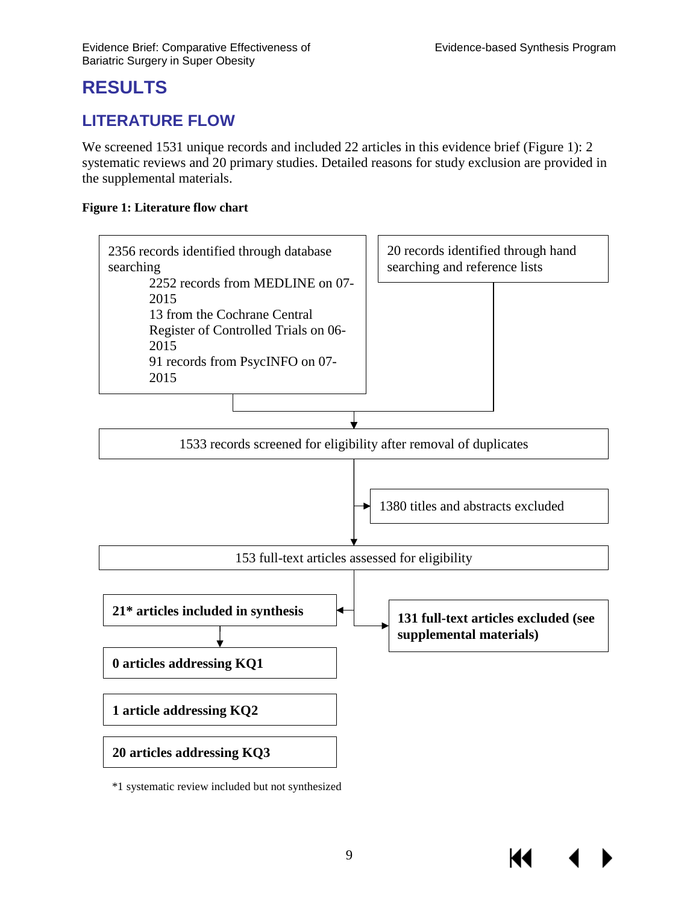# RESULTS

## LITERATURE FLOW

We screened 1531 unique records and included 22 articles in this evidence brief (Figure 1): 2 systematic reviews and 20 primary studies. Detailed reasons for study exclusion are provided in the supplemental materials.

**Figure 1: Literature flow chart**

2356 records identified through database searching
- 2252 records from MEDLINE on 07-2015
- 13 from the Cochrane Central Register of Controlled Trials on 06-2015
- 91 records from PsycINFO on 07-2015

20 records identified through hand searching and reference lists

↓

1533 records screened for eligibility after removal of duplicates

→ 1380 titles and abstracts excluded

↓

153 full-text articles assessed for eligibility

→ **131 full-text articles excluded (see supplemental materials)**

→ **21\* articles included in synthesis**

↓

**0 articles addressing KQ1**

**1 article addressing KQ2**

**20 articles addressing KQ3**

\*1 systematic review included but not synthesized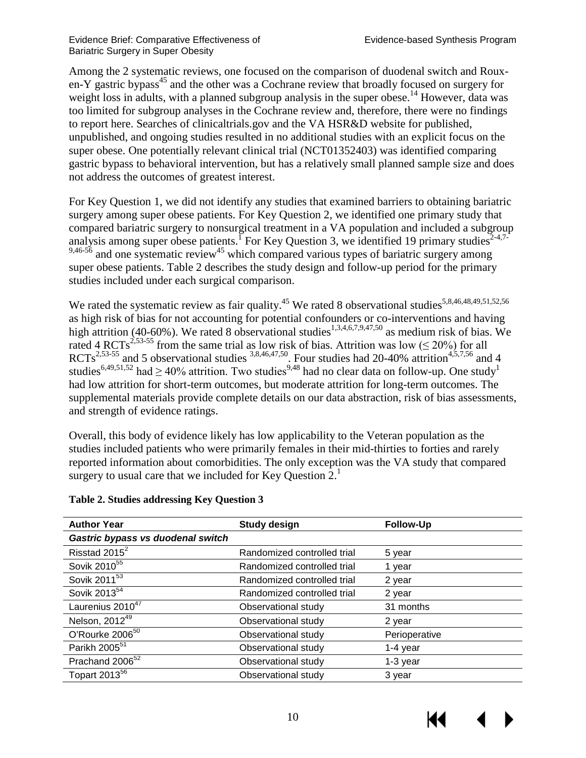Among the 2 systematic reviews, one focused on the comparison of duodenal switch and Roux-en-Y gastric bypass[45] and the other was a Cochrane review that broadly focused on surgery for weight loss in adults, with a planned subgroup analysis in the super obese.[14] However, data was too limited for subgroup analyses in the Cochrane review and, therefore, there were no findings to report here. Searches of clinicaltrials.gov and the VA HSR&D website for published, unpublished, and ongoing studies resulted in no additional studies with an explicit focus on the super obese. One potentially relevant clinical trial (NCT01352403) was identified comparing gastric bypass to behavioral intervention, but has a relatively small planned sample size and does not address the outcomes of greatest interest.

For Key Question 1, we did not identify any studies that examined barriers to obtaining bariatric surgery among super obese patients. For Key Question 2, we identified one primary study that compared bariatric surgery to nonsurgical treatment in a VA population and included a subgroup analysis among super obese patients.[1] For Key Question 3, we identified 19 primary studies[2-4,7-9,46-56] and one systematic review[45] which compared various types of bariatric surgery among super obese patients. Table 2 describes the study design and follow-up period for the primary studies included under each surgical comparison.

We rated the systematic review as fair quality.[45] We rated 8 observational studies[5,8,46,48,49,51,52,56] as high risk of bias for not accounting for potential confounders or co-interventions and having high attrition (40-60%). We rated 8 observational studies[1,3,4,6,7,9,47,50] as medium risk of bias. We rated 4 RCTs[2,53-55] from the same trial as low risk of bias. Attrition was low ($\leq$ 20%) for all RCTs[2,53-55] and 5 observational studies [3,8,46,47,50]. Four studies had 20-40% attrition[4,5,7,56] and 4 studies[6,49,51,52] had $\geq$ 40% attrition. Two studies[9,48] had no clear data on follow-up. One study[1] had low attrition for short-term outcomes, but moderate attrition for long-term outcomes. The supplemental materials provide complete details on our data abstraction, risk of bias assessments, and strength of evidence ratings.

Overall, this body of evidence likely has low applicability to the Veteran population as the studies included patients who were primarily females in their mid-thirties to forties and rarely reported information about comorbidities. The only exception was the VA study that compared surgery to usual care that we included for Key Question 2.[1]

**Table 2. Studies addressing Key Question 3**

| Author Year | Study design | Follow-Up |
|---|---|---|
| ***Gastric bypass vs duodenal switch*** | | |
| Risstad 2015[2] | Randomized controlled trial | 5 year |
| Sovik 2010[55] | Randomized controlled trial | 1 year |
| Sovik 2011[53] | Randomized controlled trial | 2 year |
| Sovik 2013[54] | Randomized controlled trial | 2 year |
| Laurenius 2010[47] | Observational study | 31 months |
| Nelson, 2012[49] | Observational study | 2 year |
| O'Rourke 2006[50] | Observational study | Perioperative |
| Parikh 2005[51] | Observational study | 1-4 year |
| Prachand 2006[52] | Observational study | 1-3 year |
| Topart 2013[56] | Observational study | 3 year |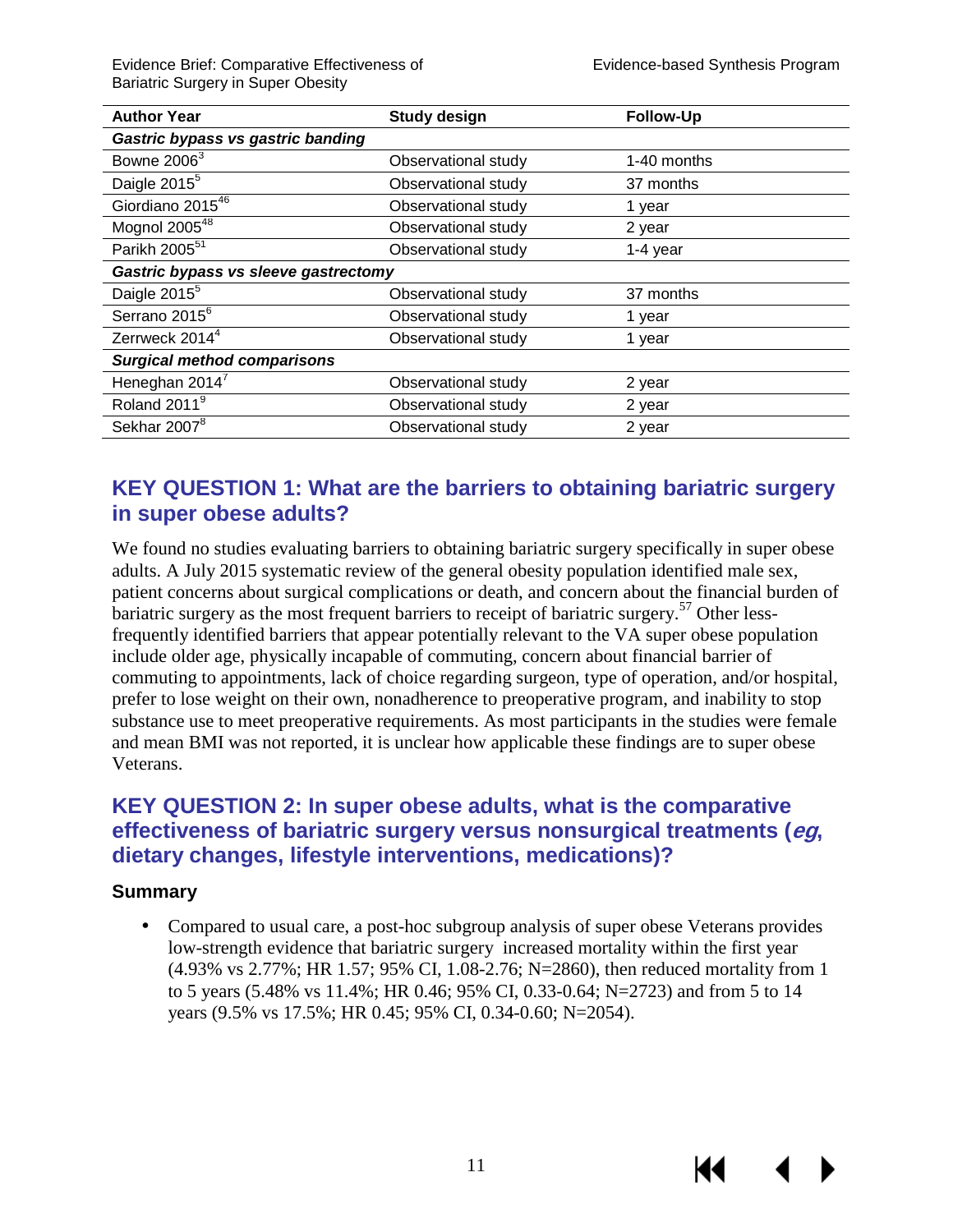| Author Year | Study design | Follow-Up |
|---|---|---|
| ***Gastric bypass vs gastric banding*** | | |
| Bowne 2006[3] | Observational study | 1-40 months |
| Daigle 2015[5] | Observational study | 37 months |
| Giordiano 2015[46] | Observational study | 1 year |
| Mognol 2005[48] | Observational study | 2 year |
| Parikh 2005[51] | Observational study | 1-4 year |
| ***Gastric bypass vs sleeve gastrectomy*** | | |
| Daigle 2015[5] | Observational study | 37 months |
| Serrano 2015[6] | Observational study | 1 year |
| Zerrweck 2014[4] | Observational study | 1 year |
| ***Surgical method comparisons*** | | |
| Heneghan 2014[7] | Observational study | 2 year |
| Roland 2011[9] | Observational study | 2 year |
| Sekhar 2007[8] | Observational study | 2 year |

## KEY QUESTION 1: What are the barriers to obtaining bariatric surgery in super obese adults?

We found no studies evaluating barriers to obtaining bariatric surgery specifically in super obese adults. A July 2015 systematic review of the general obesity population identified male sex, patient concerns about surgical complications or death, and concern about the financial burden of bariatric surgery as the most frequent barriers to receipt of bariatric surgery.[57] Other less-frequently identified barriers that appear potentially relevant to the VA super obese population include older age, physically incapable of commuting, concern about financial barrier of commuting to appointments, lack of choice regarding surgeon, type of operation, and/or hospital, prefer to lose weight on their own, nonadherence to preoperative program, and inability to stop substance use to meet preoperative requirements. As most participants in the studies were female and mean BMI was not reported, it is unclear how applicable these findings are to super obese Veterans.

## KEY QUESTION 2: In super obese adults, what is the comparative effectiveness of bariatric surgery versus nonsurgical treatments (*eg*, dietary changes, lifestyle interventions, medications)?

### Summary

- Compared to usual care, a post-hoc subgroup analysis of super obese Veterans provides low-strength evidence that bariatric surgery increased mortality within the first year (4.93% vs 2.77%; HR 1.57; 95% CI, 1.08-2.76; N=2860), then reduced mortality from 1 to 5 years (5.48% vs 11.4%; HR 0.46; 95% CI, 0.33-0.64; N=2723) and from 5 to 14 years (9.5% vs 17.5%; HR 0.45; 95% CI, 0.34-0.60; N=2054).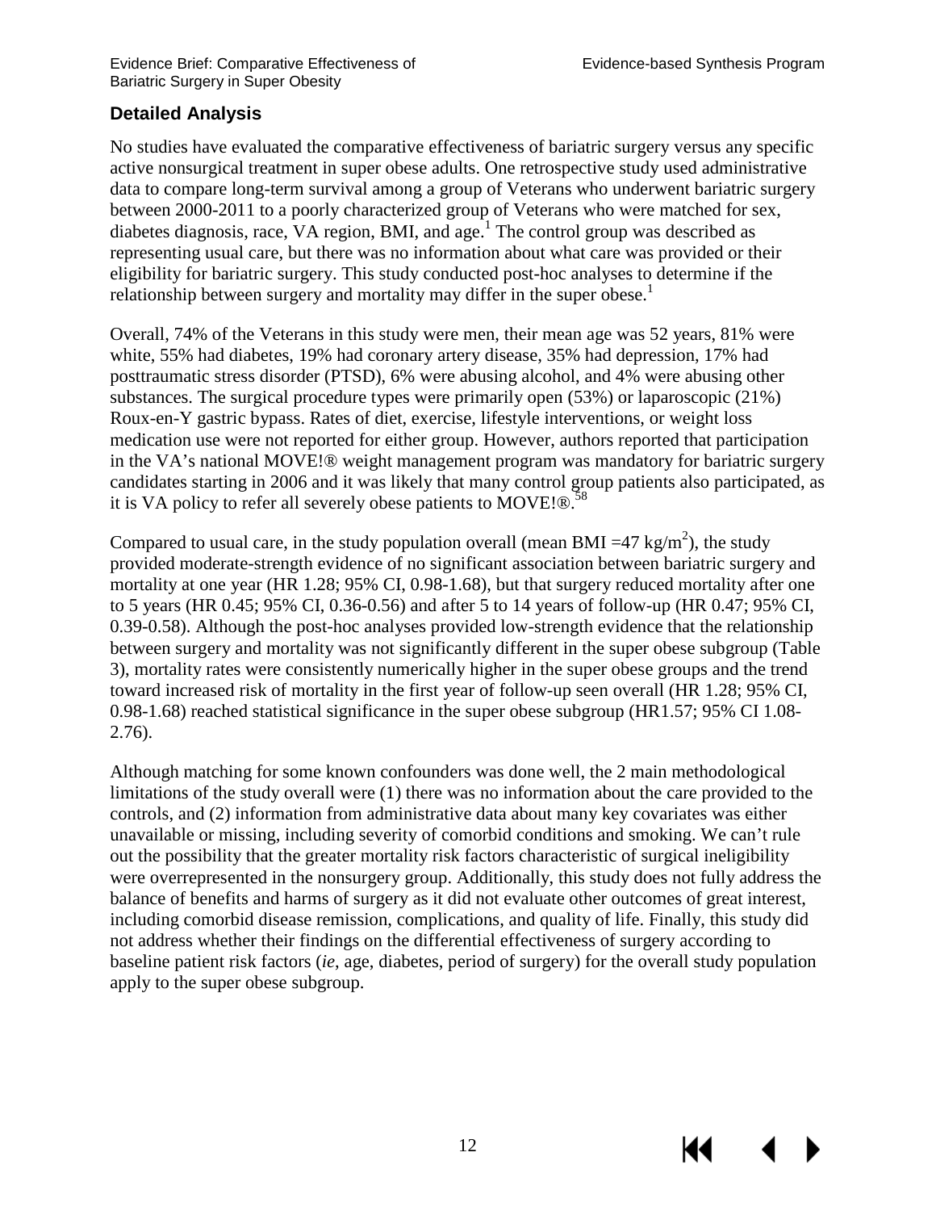## Detailed Analysis

No studies have evaluated the comparative effectiveness of bariatric surgery versus any specific active nonsurgical treatment in super obese adults. One retrospective study used administrative data to compare long-term survival among a group of Veterans who underwent bariatric surgery between 2000-2011 to a poorly characterized group of Veterans who were matched for sex, diabetes diagnosis, race, VA region, BMI, and age.[1] The control group was described as representing usual care, but there was no information about what care was provided or their eligibility for bariatric surgery. This study conducted post-hoc analyses to determine if the relationship between surgery and mortality may differ in the super obese.[1]

Overall, 74% of the Veterans in this study were men, their mean age was 52 years, 81% were white, 55% had diabetes, 19% had coronary artery disease, 35% had depression, 17% had posttraumatic stress disorder (PTSD), 6% were abusing alcohol, and 4% were abusing other substances. The surgical procedure types were primarily open (53%) or laparoscopic (21%) Roux-en-Y gastric bypass. Rates of diet, exercise, lifestyle interventions, or weight loss medication use were not reported for either group. However, authors reported that participation in the VA's national MOVE!® weight management program was mandatory for bariatric surgery candidates starting in 2006 and it was likely that many control group patients also participated, as it is VA policy to refer all severely obese patients to MOVE!®.[58]

Compared to usual care, in the study population overall (mean BMI =47 kg/m$^2$), the study provided moderate-strength evidence of no significant association between bariatric surgery and mortality at one year (HR 1.28; 95% CI, 0.98-1.68), but that surgery reduced mortality after one to 5 years (HR 0.45; 95% CI, 0.36-0.56) and after 5 to 14 years of follow-up (HR 0.47; 95% CI, 0.39-0.58). Although the post-hoc analyses provided low-strength evidence that the relationship between surgery and mortality was not significantly different in the super obese subgroup (Table 3), mortality rates were consistently numerically higher in the super obese groups and the trend toward increased risk of mortality in the first year of follow-up seen overall (HR 1.28; 95% CI, 0.98-1.68) reached statistical significance in the super obese subgroup (HR1.57; 95% CI 1.08-2.76).

Although matching for some known confounders was done well, the 2 main methodological limitations of the study overall were (1) there was no information about the care provided to the controls, and (2) information from administrative data about many key covariates was either unavailable or missing, including severity of comorbid conditions and smoking. We can't rule out the possibility that the greater mortality risk factors characteristic of surgical ineligibility were overrepresented in the nonsurgery group. Additionally, this study does not fully address the balance of benefits and harms of surgery as it did not evaluate other outcomes of great interest, including comorbid disease remission, complications, and quality of life. Finally, this study did not address whether their findings on the differential effectiveness of surgery according to baseline patient risk factors (*ie*, age, diabetes, period of surgery) for the overall study population apply to the super obese subgroup.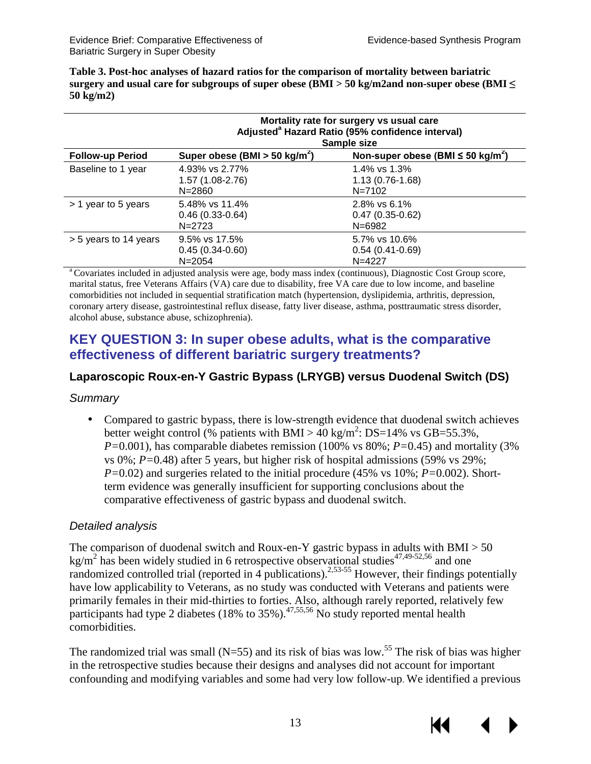**Table 3. Post-hoc analyses of hazard ratios for the comparison of mortality between bariatric surgery and usual care for subgroups of super obese (BMI > 50 kg/m2and non-super obese (BMI ≤ 50 kg/m2)**

| | Mortality rate for surgery vs usual care Adjusted[a] Hazard Ratio (95% confidence interval) Sample size | |
|---|---|---|
| **Follow-up Period** | **Super obese (BMI > 50 kg/m$^2$)** | **Non-super obese (BMI ≤ 50 kg/m$^2$)** |
| Baseline to 1 year | 4.93% vs 2.77%<br>1.57 (1.08-2.76)<br>N=2860 | 1.4% vs 1.3%<br>1.13 (0.76-1.68)<br>N=7102 |
| > 1 year to 5 years | 5.48% vs 11.4%<br>0.46 (0.33-0.64)<br>N=2723 | 2.8% vs 6.1%<br>0.47 (0.35-0.62)<br>N=6982 |
| > 5 years to 14 years | 9.5% vs 17.5%<br>0.45 (0.34-0.60)<br>N=2054 | 5.7% vs 10.6%<br>0.54 (0.41-0.69)<br>N=4227 |

[a] Covariates included in adjusted analysis were age, body mass index (continuous), Diagnostic Cost Group score, marital status, free Veterans Affairs (VA) care due to disability, free VA care due to low income, and baseline comorbidities not included in sequential stratification match (hypertension, dyslipidemia, arthritis, depression, coronary artery disease, gastrointestinal reflux disease, fatty liver disease, asthma, posttraumatic stress disorder, alcohol abuse, substance abuse, schizophrenia).

## KEY QUESTION 3: In super obese adults, what is the comparative effectiveness of different bariatric surgery treatments?

### Laparoscopic Roux-en-Y Gastric Bypass (LRYGB) versus Duodenal Switch (DS)

#### *Summary*

- Compared to gastric bypass, there is low-strength evidence that duodenal switch achieves better weight control (% patients with BMI > 40 kg/m$^2$: DS=14% vs GB=55.3%, *P*=0.001), has comparable diabetes remission (100% vs 80%; *P*=0.45) and mortality (3% vs 0%; *P*=0.48) after 5 years, but higher risk of hospital admissions (59% vs 29%; *P*=0.02) and surgeries related to the initial procedure (45% vs 10%; *P*=0.002). Short-term evidence was generally insufficient for supporting conclusions about the comparative effectiveness of gastric bypass and duodenal switch.

#### *Detailed analysis*

The comparison of duodenal switch and Roux-en-Y gastric bypass in adults with BMI > 50 kg/m$^2$ has been widely studied in 6 retrospective observational studies[47,49-52,56] and one randomized controlled trial (reported in 4 publications).[2,53-55] However, their findings potentially have low applicability to Veterans, as no study was conducted with Veterans and patients were primarily females in their mid-thirties to forties. Also, although rarely reported, relatively few participants had type 2 diabetes (18% to 35%).[47,55,56] No study reported mental health comorbidities.

The randomized trial was small (N=55) and its risk of bias was low.[55] The risk of bias was higher in the retrospective studies because their designs and analyses did not account for important confounding and modifying variables and some had very low follow-up. We identified a previous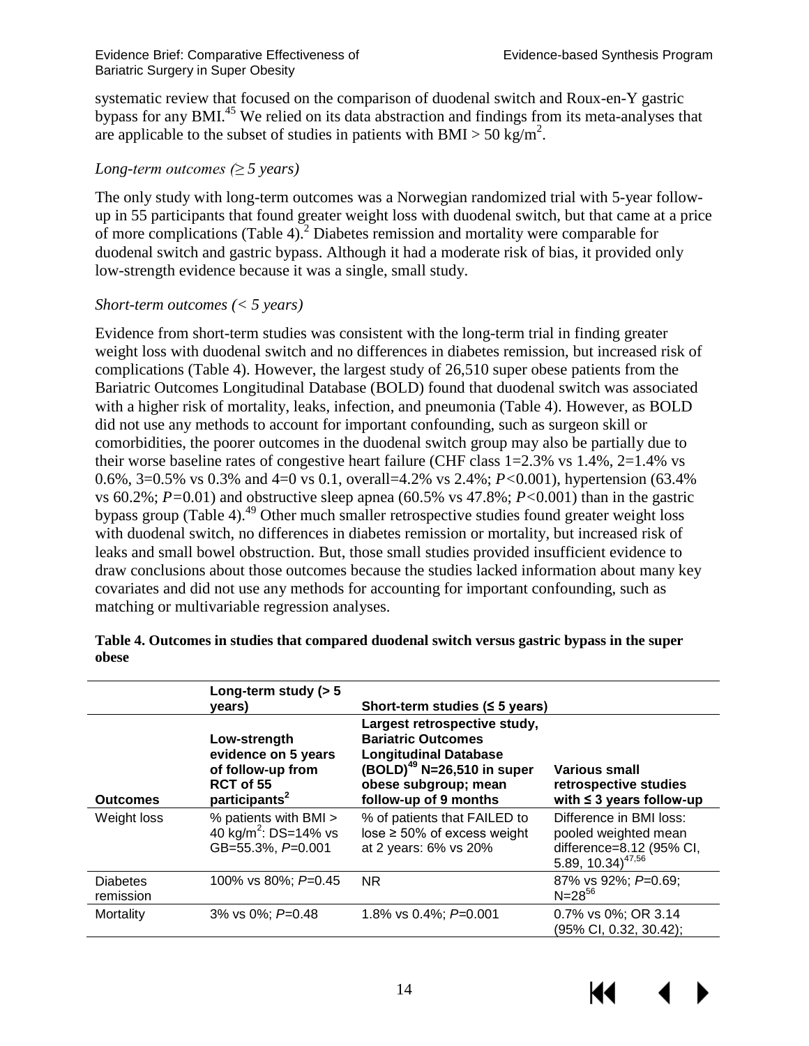systematic review that focused on the comparison of duodenal switch and Roux-en-Y gastric bypass for any BMI.[45] We relied on its data abstraction and findings from its meta-analyses that are applicable to the subset of studies in patients with BMI > 50 kg/m$^2$.

*Long-term outcomes (≥ 5 years)*

The only study with long-term outcomes was a Norwegian randomized trial with 5-year follow-up in 55 participants that found greater weight loss with duodenal switch, but that came at a price of more complications (Table 4).[2] Diabetes remission and mortality were comparable for duodenal switch and gastric bypass. Although it had a moderate risk of bias, it provided only low-strength evidence because it was a single, small study.

*Short-term outcomes (< 5 years)*

Evidence from short-term studies was consistent with the long-term trial in finding greater weight loss with duodenal switch and no differences in diabetes remission, but increased risk of complications (Table 4). However, the largest study of 26,510 super obese patients from the Bariatric Outcomes Longitudinal Database (BOLD) found that duodenal switch was associated with a higher risk of mortality, leaks, infection, and pneumonia (Table 4). However, as BOLD did not use any methods to account for important confounding, such as surgeon skill or comorbidities, the poorer outcomes in the duodenal switch group may also be partially due to their worse baseline rates of congestive heart failure (CHF class 1=2.3% vs 1.4%, 2=1.4% vs 0.6%, 3=0.5% vs 0.3% and 4=0 vs 0.1, overall=4.2% vs 2.4%; $P<0.001$), hypertension (63.4% vs 60.2%; $P=0.01$) and obstructive sleep apnea (60.5% vs 47.8%; $P<0.001$) than in the gastric bypass group (Table 4).[49] Other much smaller retrospective studies found greater weight loss with duodenal switch, no differences in diabetes remission or mortality, but increased risk of leaks and small bowel obstruction. But, those small studies provided insufficient evidence to draw conclusions about those outcomes because the studies lacked information about many key covariates and did not use any methods for accounting for important confounding, such as matching or multivariable regression analyses.

**Table 4. Outcomes in studies that compared duodenal switch versus gastric bypass in the super obese**

| | **Long-term study (> 5 years)** | **Short-term studies (≤ 5 years)** | |
|---|---|---|---|
| **Outcomes** | **Low-strength evidence on 5 years of follow-up from RCT of 55 participants[2]** | **Largest retrospective study, Bariatric Outcomes Longitudinal Database (BOLD)[49] N=26,510 in super obese subgroup; mean follow-up of 9 months** | **Various small retrospective studies with ≤ 3 years follow-up** |
| Weight loss | % patients with BMI > 40 kg/m$^2$: DS=14% vs GB=55.3%, $P=0.001$ | % of patients that FAILED to lose ≥ 50% of excess weight at 2 years: 6% vs 20% | Difference in BMI loss: pooled weighted mean difference=8.12 (95% CI, 5.89, 10.34)[47,56] |
| Diabetes remission | 100% vs 80%; $P=0.45$ | NR | 87% vs 92%; $P=0.69$; N=28[56] |
| Mortality | 3% vs 0%; $P=0.48$ | 1.8% vs 0.4%; $P=0.001$ | 0.7% vs 0%; OR 3.14 (95% CI, 0.32, 30.42); |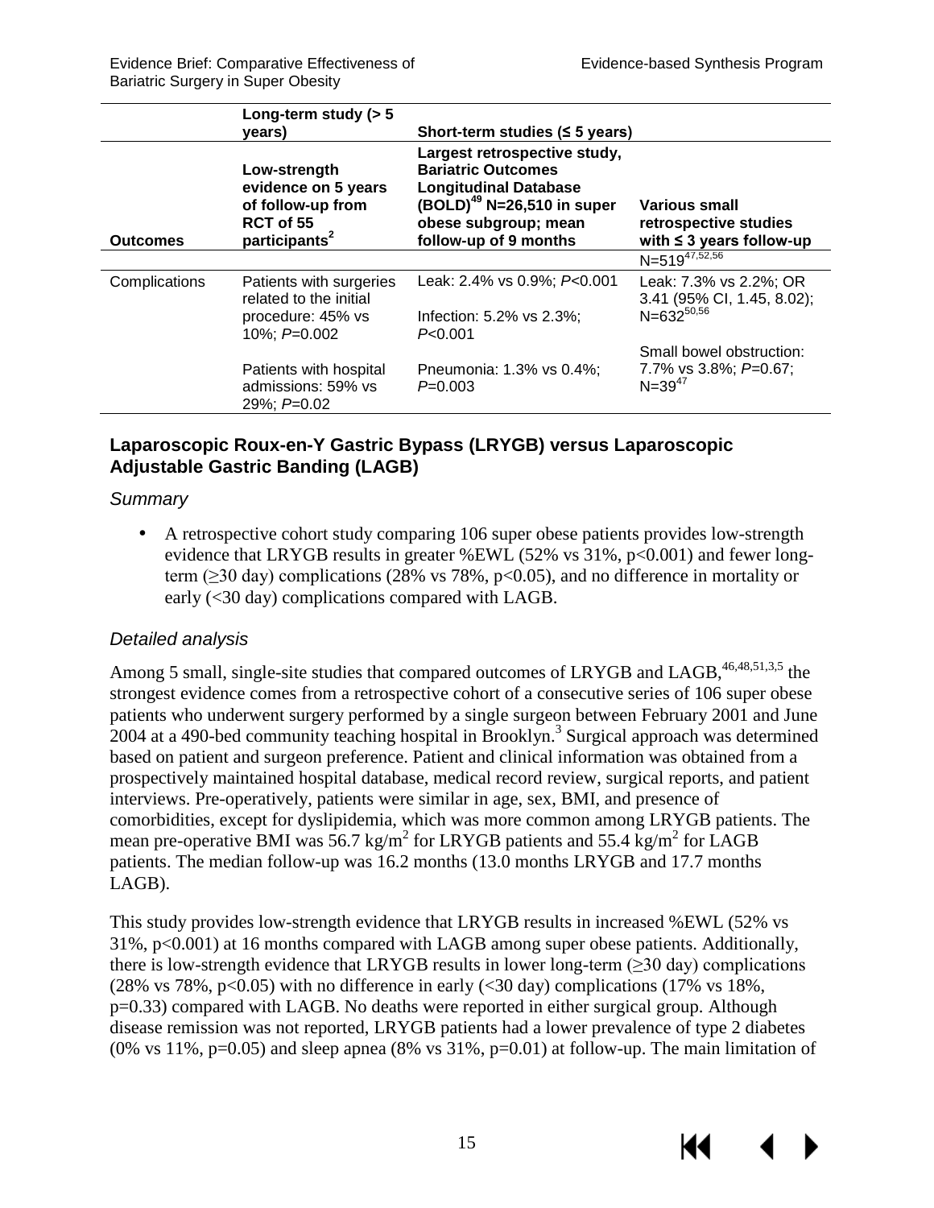| Outcomes | Long-term study (> 5 years) | Short-term studies (≤ 5 years) | |
|---|---|---|---|
| | Low-strength evidence on 5 years of follow-up from RCT of 55 participants[2] | Largest retrospective study, Bariatric Outcomes Longitudinal Database (BOLD)[49] N=26,510 in super obese subgroup; mean follow-up of 9 months | Various small retrospective studies with ≤ 3 years follow-up |
| | | | N=519[47,52,56] |
| Complications | Patients with surgeries related to the initial procedure: 45% vs 10%; *P*=0.002<br><br>Patients with hospital admissions: 59% vs 29%; *P*=0.02 | Leak: 2.4% vs 0.9%; *P*<0.001<br><br>Infection: 5.2% vs 2.3%; *P*<0.001<br><br>Pneumonia: 1.3% vs 0.4%; *P*=0.003 | Leak: 7.3% vs 2.2%; OR 3.41 (95% CI, 1.45, 8.02); N=632[50,56]<br><br>Small bowel obstruction: 7.7% vs 3.8%; *P*=0.67; N=39[47] |

## Laparoscopic Roux-en-Y Gastric Bypass (LRYGB) versus Laparoscopic Adjustable Gastric Banding (LAGB)

### *Summary*

- A retrospective cohort study comparing 106 super obese patients provides low-strength evidence that LRYGB results in greater %EWL (52% vs 31%, p<0.001) and fewer long-term (≥30 day) complications (28% vs 78%, p<0.05), and no difference in mortality or early (<30 day) complications compared with LAGB.

### *Detailed analysis*

Among 5 small, single-site studies that compared outcomes of LRYGB and LAGB,[46,48,51,3,5] the strongest evidence comes from a retrospective cohort of a consecutive series of 106 super obese patients who underwent surgery performed by a single surgeon between February 2001 and June 2004 at a 490-bed community teaching hospital in Brooklyn.[3] Surgical approach was determined based on patient and surgeon preference. Patient and clinical information was obtained from a prospectively maintained hospital database, medical record review, surgical reports, and patient interviews. Pre-operatively, patients were similar in age, sex, BMI, and presence of comorbidities, except for dyslipidemia, which was more common among LRYGB patients. The mean pre-operative BMI was 56.7 kg/m$^2$ for LRYGB patients and 55.4 kg/m$^2$ for LAGB patients. The median follow-up was 16.2 months (13.0 months LRYGB and 17.7 months LAGB).

This study provides low-strength evidence that LRYGB results in increased %EWL (52% vs 31%, p<0.001) at 16 months compared with LAGB among super obese patients. Additionally, there is low-strength evidence that LRYGB results in lower long-term (≥30 day) complications (28% vs 78%, p<0.05) with no difference in early (<30 day) complications (17% vs 18%, p=0.33) compared with LAGB. No deaths were reported in either surgical group. Although disease remission was not reported, LRYGB patients had a lower prevalence of type 2 diabetes (0% vs 11%, p=0.05) and sleep apnea (8% vs 31%, p=0.01) at follow-up. The main limitation of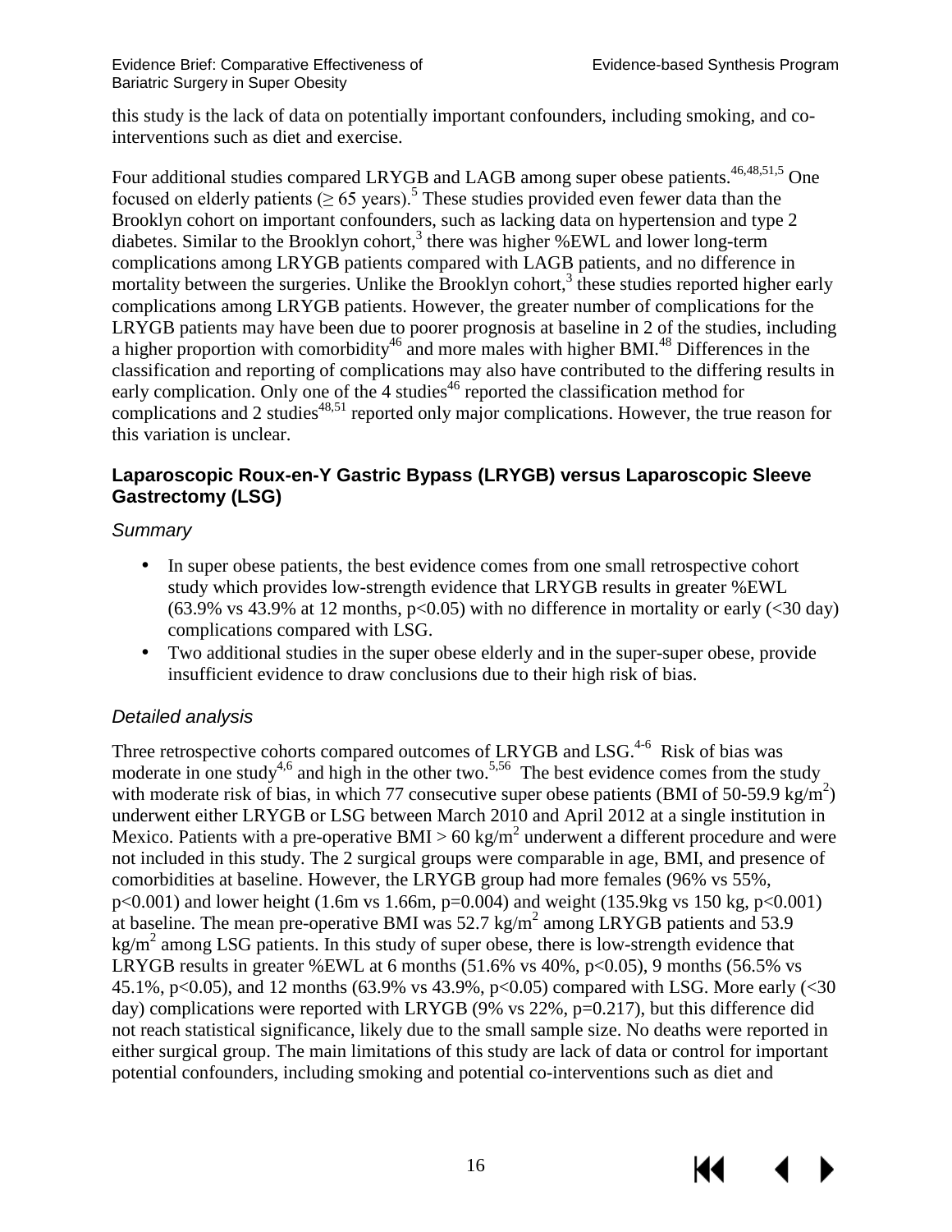this study is the lack of data on potentially important confounders, including smoking, and co-interventions such as diet and exercise.

Four additional studies compared LRYGB and LAGB among super obese patients.[46,48,51,5] One focused on elderly patients (≥ 65 years).[5] These studies provided even fewer data than the Brooklyn cohort on important confounders, such as lacking data on hypertension and type 2 diabetes. Similar to the Brooklyn cohort,[3] there was higher %EWL and lower long-term complications among LRYGB patients compared with LAGB patients, and no difference in mortality between the surgeries. Unlike the Brooklyn cohort,[3] these studies reported higher early complications among LRYGB patients. However, the greater number of complications for the LRYGB patients may have been due to poorer prognosis at baseline in 2 of the studies, including a higher proportion with comorbidity[46] and more males with higher BMI.[48] Differences in the classification and reporting of complications may also have contributed to the differing results in early complication. Only one of the 4 studies[46] reported the classification method for complications and 2 studies[48,51] reported only major complications. However, the true reason for this variation is unclear.

### Laparoscopic Roux-en-Y Gastric Bypass (LRYGB) versus Laparoscopic Sleeve Gastrectomy (LSG)

#### *Summary*

- In super obese patients, the best evidence comes from one small retrospective cohort study which provides low-strength evidence that LRYGB results in greater %EWL (63.9% vs 43.9% at 12 months, $p<0.05$) with no difference in mortality or early (<30 day) complications compared with LSG.
- Two additional studies in the super obese elderly and in the super-super obese, provide insufficient evidence to draw conclusions due to their high risk of bias.

#### *Detailed analysis*

Three retrospective cohorts compared outcomes of LRYGB and LSG.[4-6] Risk of bias was moderate in one study[4,6] and high in the other two.[5,56] The best evidence comes from the study with moderate risk of bias, in which 77 consecutive super obese patients (BMI of 50-59.9 kg/m$^2$) underwent either LRYGB or LSG between March 2010 and April 2012 at a single institution in Mexico. Patients with a pre-operative BMI > 60 kg/m$^2$ underwent a different procedure and were not included in this study. The 2 surgical groups were comparable in age, BMI, and presence of comorbidities at baseline. However, the LRYGB group had more females (96% vs 55%, $p<0.001$) and lower height (1.6m vs 1.66m, $p=0.004$) and weight (135.9kg vs 150 kg, $p<0.001$) at baseline. The mean pre-operative BMI was 52.7 kg/m$^2$ among LRYGB patients and 53.9 kg/m$^2$ among LSG patients. In this study of super obese, there is low-strength evidence that LRYGB results in greater %EWL at 6 months (51.6% vs 40%, $p<0.05$), 9 months (56.5% vs 45.1%, $p<0.05$), and 12 months (63.9% vs 43.9%, $p<0.05$) compared with LSG. More early (<30 day) complications were reported with LRYGB (9% vs 22%, $p=0.217$), but this difference did not reach statistical significance, likely due to the small sample size. No deaths were reported in either surgical group. The main limitations of this study are lack of data or control for important potential confounders, including smoking and potential co-interventions such as diet and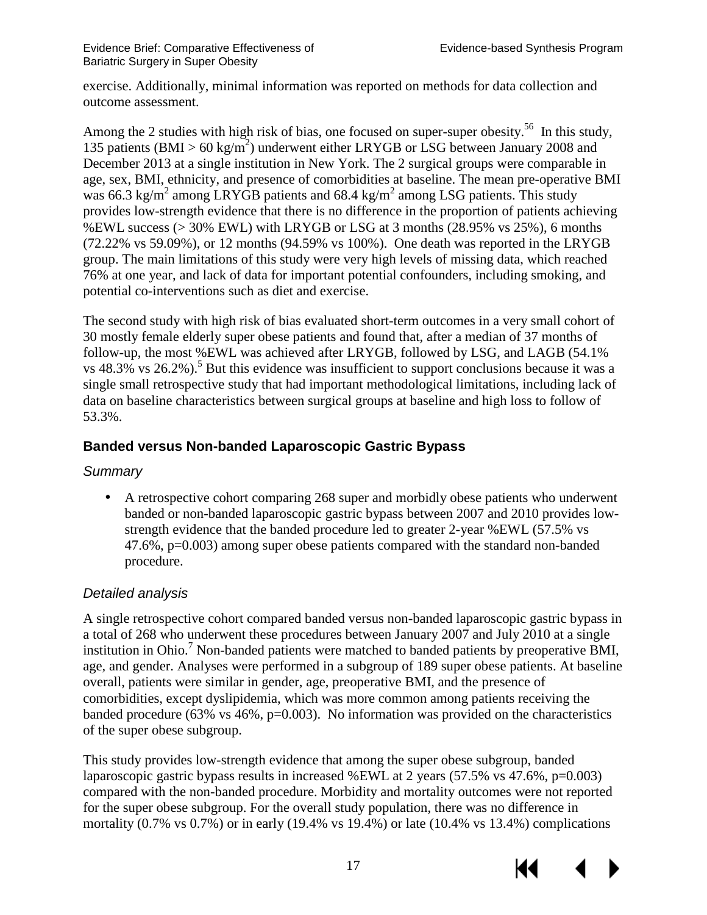exercise. Additionally, minimal information was reported on methods for data collection and outcome assessment.

Among the 2 studies with high risk of bias, one focused on super-super obesity.[56] In this study, 135 patients (BMI > 60 kg/m$^2$) underwent either LRYGB or LSG between January 2008 and December 2013 at a single institution in New York. The 2 surgical groups were comparable in age, sex, BMI, ethnicity, and presence of comorbidities at baseline. The mean pre-operative BMI was 66.3 kg/m$^2$ among LRYGB patients and 68.4 kg/m$^2$ among LSG patients. This study provides low-strength evidence that there is no difference in the proportion of patients achieving %EWL success (> 30% EWL) with LRYGB or LSG at 3 months (28.95% vs 25%), 6 months (72.22% vs 59.09%), or 12 months (94.59% vs 100%). One death was reported in the LRYGB group. The main limitations of this study were very high levels of missing data, which reached 76% at one year, and lack of data for important potential confounders, including smoking, and potential co-interventions such as diet and exercise.

The second study with high risk of bias evaluated short-term outcomes in a very small cohort of 30 mostly female elderly super obese patients and found that, after a median of 37 months of follow-up, the most %EWL was achieved after LRYGB, followed by LSG, and LAGB (54.1% vs 48.3% vs 26.2%).[5] But this evidence was insufficient to support conclusions because it was a single small retrospective study that had important methodological limitations, including lack of data on baseline characteristics between surgical groups at baseline and high loss to follow of 53.3%.

### Banded versus Non-banded Laparoscopic Gastric Bypass

#### *Summary*

- A retrospective cohort comparing 268 super and morbidly obese patients who underwent banded or non-banded laparoscopic gastric bypass between 2007 and 2010 provides low-strength evidence that the banded procedure led to greater 2-year %EWL (57.5% vs 47.6%, p=0.003) among super obese patients compared with the standard non-banded procedure.

#### *Detailed analysis*

A single retrospective cohort compared banded versus non-banded laparoscopic gastric bypass in a total of 268 who underwent these procedures between January 2007 and July 2010 at a single institution in Ohio.[7] Non-banded patients were matched to banded patients by preoperative BMI, age, and gender. Analyses were performed in a subgroup of 189 super obese patients. At baseline overall, patients were similar in gender, age, preoperative BMI, and the presence of comorbidities, except dyslipidemia, which was more common among patients receiving the banded procedure (63% vs 46%, p=0.003). No information was provided on the characteristics of the super obese subgroup.

This study provides low-strength evidence that among the super obese subgroup, banded laparoscopic gastric bypass results in increased %EWL at 2 years (57.5% vs 47.6%, p=0.003) compared with the non-banded procedure. Morbidity and mortality outcomes were not reported for the super obese subgroup. For the overall study population, there was no difference in mortality (0.7% vs 0.7%) or in early (19.4% vs 19.4%) or late (10.4% vs 13.4%) complications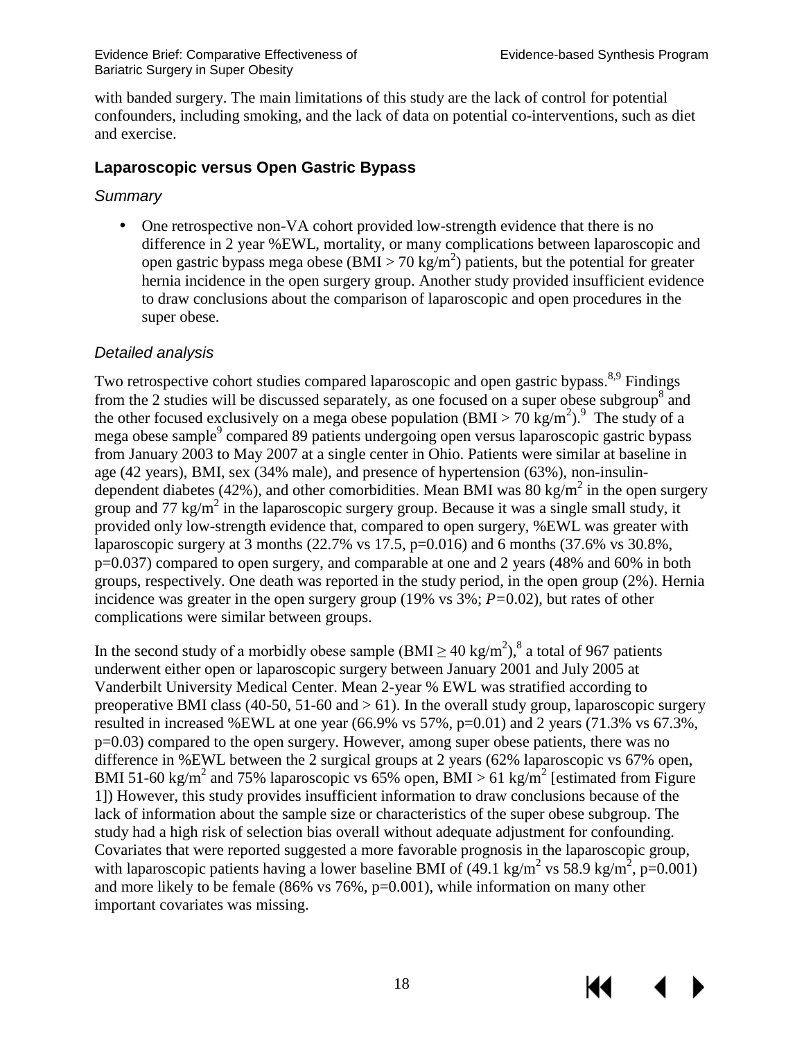with banded surgery. The main limitations of this study are the lack of control for potential confounders, including smoking, and the lack of data on potential co-interventions, such as diet and exercise.

### Laparoscopic versus Open Gastric Bypass

#### *Summary*

- One retrospective non-VA cohort provided low-strength evidence that there is no difference in 2 year %EWL, mortality, or many complications between laparoscopic and open gastric bypass mega obese (BMI > 70 $kg/m^2$) patients, but the potential for greater hernia incidence in the open surgery group. Another study provided insufficient evidence to draw conclusions about the comparison of laparoscopic and open procedures in the super obese.

#### *Detailed analysis*

Two retrospective cohort studies compared laparoscopic and open gastric bypass.[8,9] Findings from the 2 studies will be discussed separately, as one focused on a super obese subgroup[8] and the other focused exclusively on a mega obese population (BMI > 70 $kg/m^2$).[9] The study of a mega obese sample[9] compared 89 patients undergoing open versus laparoscopic gastric bypass from January 2003 to May 2007 at a single center in Ohio. Patients were similar at baseline in age (42 years), BMI, sex (34% male), and presence of hypertension (63%), non-insulin-dependent diabetes (42%), and other comorbidities. Mean BMI was 80 $kg/m^2$ in the open surgery group and 77 $kg/m^2$ in the laparoscopic surgery group. Because it was a single small study, it provided only low-strength evidence that, compared to open surgery, %EWL was greater with laparoscopic surgery at 3 months (22.7% vs 17.5, p=0.016) and 6 months (37.6% vs 30.8%, p=0.037) compared to open surgery, and comparable at one and 2 years (48% and 60% in both groups, respectively. One death was reported in the study period, in the open group (2%). Hernia incidence was greater in the open surgery group (19% vs 3%; *P*=0.02), but rates of other complications were similar between groups.

In the second study of a morbidly obese sample (BMI ≥ 40 $kg/m^2$),[8] a total of 967 patients underwent either open or laparoscopic surgery between January 2001 and July 2005 at Vanderbilt University Medical Center. Mean 2-year % EWL was stratified according to preoperative BMI class (40-50, 51-60 and > 61). In the overall study group, laparoscopic surgery resulted in increased %EWL at one year (66.9% vs 57%, p=0.01) and 2 years (71.3% vs 67.3%, p=0.03) compared to the open surgery. However, among super obese patients, there was no difference in %EWL between the 2 surgical groups at 2 years (62% laparoscopic vs 67% open, BMI 51-60 $kg/m^2$ and 75% laparoscopic vs 65% open, BMI > 61 $kg/m^2$ [estimated from Figure 1]) However, this study provides insufficient information to draw conclusions because of the lack of information about the sample size or characteristics of the super obese subgroup. The study had a high risk of selection bias overall without adequate adjustment for confounding. Covariates that were reported suggested a more favorable prognosis in the laparoscopic group, with laparoscopic patients having a lower baseline BMI of (49.1 $kg/m^2$ vs 58.9 $kg/m^2$, p=0.001) and more likely to be female (86% vs 76%, p=0.001), while information on many other important covariates was missing.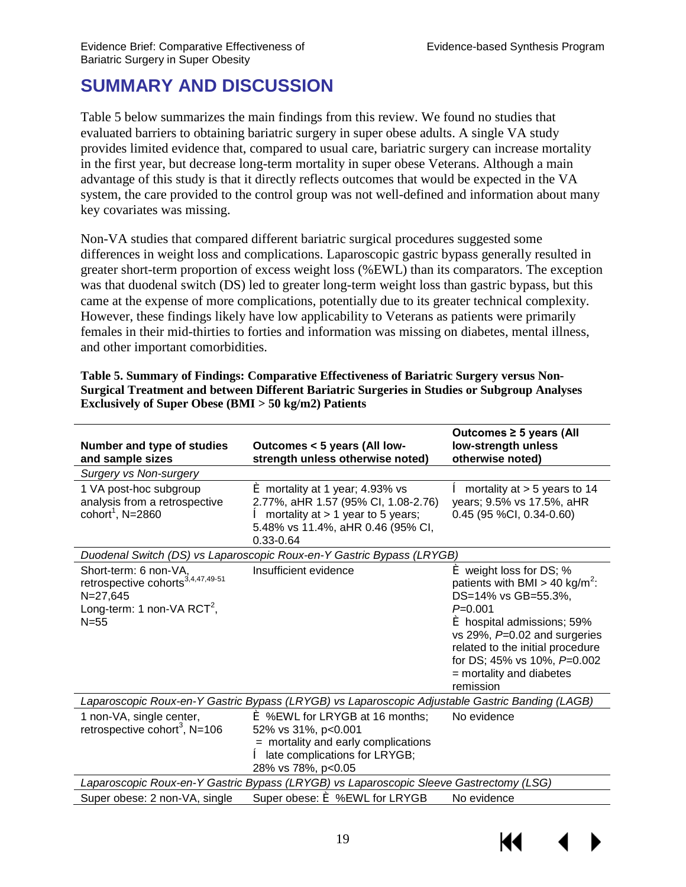# SUMMARY AND DISCUSSION

Table 5 below summarizes the main findings from this review. We found no studies that evaluated barriers to obtaining bariatric surgery in super obese adults. A single VA study provides limited evidence that, compared to usual care, bariatric surgery can increase mortality in the first year, but decrease long-term mortality in super obese Veterans. Although a main advantage of this study is that it directly reflects outcomes that would be expected in the VA system, the care provided to the control group was not well-defined and information about many key covariates was missing.

Non-VA studies that compared different bariatric surgical procedures suggested some differences in weight loss and complications. Laparoscopic gastric bypass generally resulted in greater short-term proportion of excess weight loss (%EWL) than its comparators. The exception was that duodenal switch (DS) led to greater long-term weight loss than gastric bypass, but this came at the expense of more complications, potentially due to its greater technical complexity. However, these findings likely have low applicability to Veterans as patients were primarily females in their mid-thirties to forties and information was missing on diabetes, mental illness, and other important comorbidities.

**Table 5. Summary of Findings: Comparative Effectiveness of Bariatric Surgery versus Non-Surgical Treatment and between Different Bariatric Surgeries in Studies or Subgroup Analyses Exclusively of Super Obese (BMI > 50 kg/m2) Patients**

| Number and type of studies and sample sizes | Outcomes < 5 years (All low-strength unless otherwise noted) | Outcomes ≥ 5 years (All low-strength unless otherwise noted) |
|---|---|---|
| *Surgery vs Non-surgery* | | |
| 1 VA post-hoc subgroup analysis from a retrospective cohort[1], N=2860 | ↑ mortality at 1 year; 4.93% vs 2.77%, aHR 1.57 (95% CI, 1.08-2.76)<br>↓ mortality at > 1 year to 5 years; 5.48% vs 11.4%, aHR 0.46 (95% CI, 0.33-0.64 | ↓ mortality at > 5 years to 14 years; 9.5% vs 17.5%, aHR 0.45 (95 %CI, 0.34-0.60) |
| *Duodenal Switch (DS) vs Laparoscopic Roux-en-Y Gastric Bypass (LRYGB)* | | |
| Short-term: 6 non-VA, retrospective cohorts[3,4,47,49-51] N=27,645<br>Long-term: 1 non-VA RCT[2], N=55 | Insufficient evidence | ↑ weight loss for DS; % patients with BMI > 40 kg/m$^2$: DS=14% vs GB=55.3%, $P$=0.001<br>↑ hospital admissions; 59% vs 29%, $P$=0.02 and surgeries related to the initial procedure for DS; 45% vs 10%, $P$=0.002<br>= mortality and diabetes remission |
| *Laparoscopic Roux-en-Y Gastric Bypass (LRYGB) vs Laparoscopic Adjustable Gastric Banding (LAGB)* | | |
| 1 non-VA, single center, retrospective cohort[3], N=106 | ↑ %EWL for LRYGB at 16 months; 52% vs 31%, p<0.001<br>= mortality and early complications<br>↓ late complications for LRYGB; 28% vs 78%, p<0.05 | No evidence |
| *Laparoscopic Roux-en-Y Gastric Bypass (LRYGB) vs Laparoscopic Sleeve Gastrectomy (LSG)* | | |
| Super obese: 2 non-VA, single | Super obese: ↑ %EWL for LRYGB | No evidence |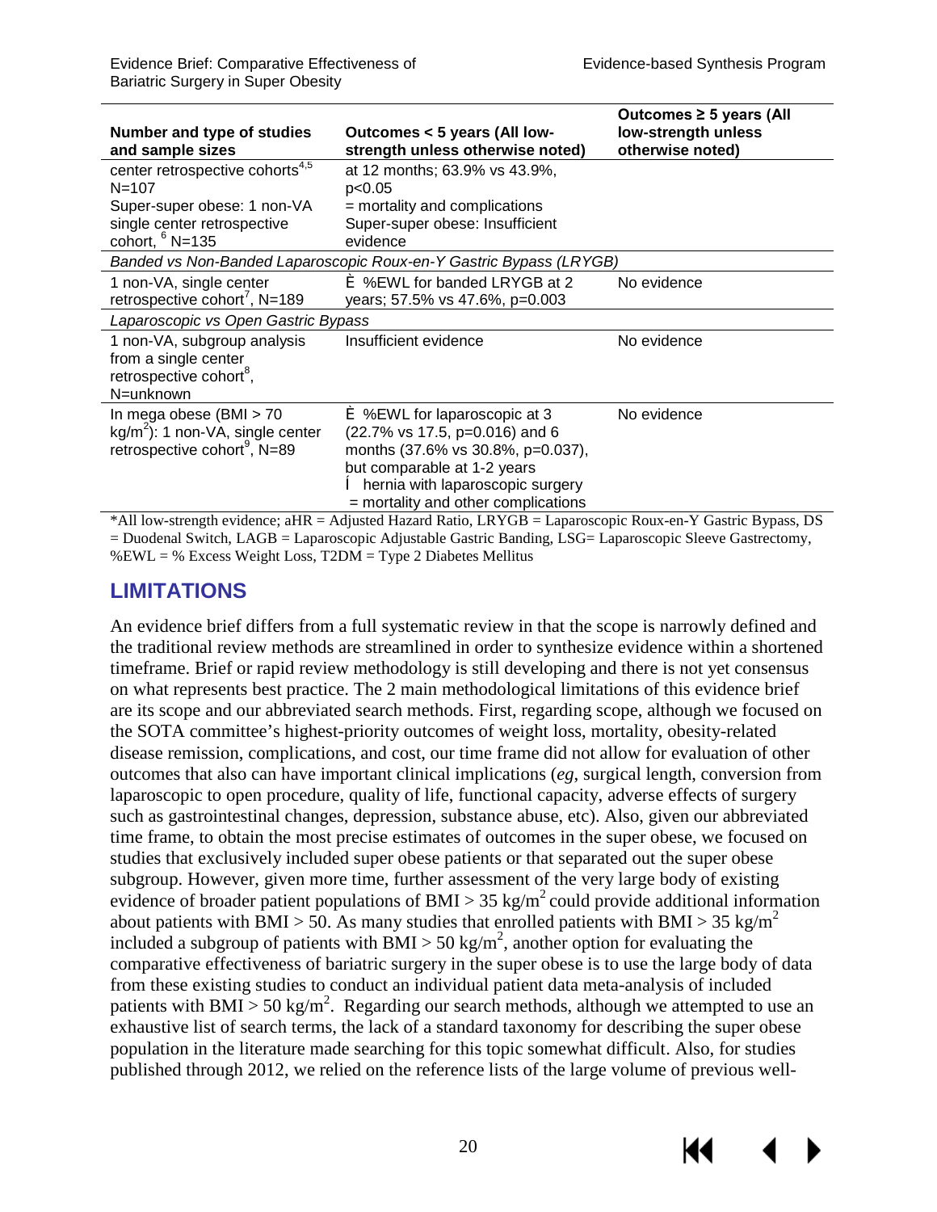| Number and type of studies and sample sizes | Outcomes < 5 years (All low-strength unless otherwise noted) | Outcomes ≥ 5 years (All low-strength unless otherwise noted) |
|---|---|---|
| center retrospective cohorts[4,5] N=107<br>Super-super obese: 1 non-VA single center retrospective cohort, [6] N=135 | at 12 months; 63.9% vs 43.9%, $p<0.05$<br>= mortality and complications<br>Super-super obese: Insufficient evidence | |
| *Banded vs Non-Banded Laparoscopic Roux-en-Y Gastric Bypass (LRYGB)* | | |
| 1 non-VA, single center retrospective cohort[7], N=189 | È %EWL for banded LRYGB at 2 years; 57.5% vs 47.6%, p=0.003 | No evidence |
| *Laparoscopic vs Open Gastric Bypass* | | |
| 1 non-VA, subgroup analysis from a single center retrospective cohort[8], N=unknown | Insufficient evidence | No evidence |
| In mega obese (BMI > 70 kg/m$^2$): 1 non-VA, single center retrospective cohort[9], N=89 | È %EWL for laparoscopic at 3 (22.7% vs 17.5, p=0.016) and 6 months (37.6% vs 30.8%, p=0.037), but comparable at 1-2 years<br>Í hernia with laparoscopic surgery<br>= mortality and other complications | No evidence |

*All low-strength evidence; aHR = Adjusted Hazard Ratio, LRYGB = Laparoscopic Roux-en-Y Gastric Bypass, DS = Duodenal Switch, LAGB = Laparoscopic Adjustable Gastric Banding, LSG= Laparoscopic Sleeve Gastrectomy, %EWL = % Excess Weight Loss, T2DM = Type 2 Diabetes Mellitus

## LIMITATIONS

An evidence brief differs from a full systematic review in that the scope is narrowly defined and the traditional review methods are streamlined in order to synthesize evidence within a shortened timeframe. Brief or rapid review methodology is still developing and there is not yet consensus on what represents best practice. The 2 main methodological limitations of this evidence brief are its scope and our abbreviated search methods. First, regarding scope, although we focused on the SOTA committee's highest-priority outcomes of weight loss, mortality, obesity-related disease remission, complications, and cost, our time frame did not allow for evaluation of other outcomes that also can have important clinical implications (*eg*, surgical length, conversion from laparoscopic to open procedure, quality of life, functional capacity, adverse effects of surgery such as gastrointestinal changes, depression, substance abuse, etc). Also, given our abbreviated time frame, to obtain the most precise estimates of outcomes in the super obese, we focused on studies that exclusively included super obese patients or that separated out the super obese subgroup. However, given more time, further assessment of the very large body of existing evidence of broader patient populations of BMI > 35 kg/m$^2$ could provide additional information about patients with BMI > 50. As many studies that enrolled patients with BMI > 35 kg/m$^2$ included a subgroup of patients with BMI > 50 kg/m$^2$, another option for evaluating the comparative effectiveness of bariatric surgery in the super obese is to use the large body of data from these existing studies to conduct an individual patient data meta-analysis of included patients with BMI > 50 kg/m$^2$. Regarding our search methods, although we attempted to use an exhaustive list of search terms, the lack of a standard taxonomy for describing the super obese population in the literature made searching for this topic somewhat difficult. Also, for studies published through 2012, we relied on the reference lists of the large volume of previous well-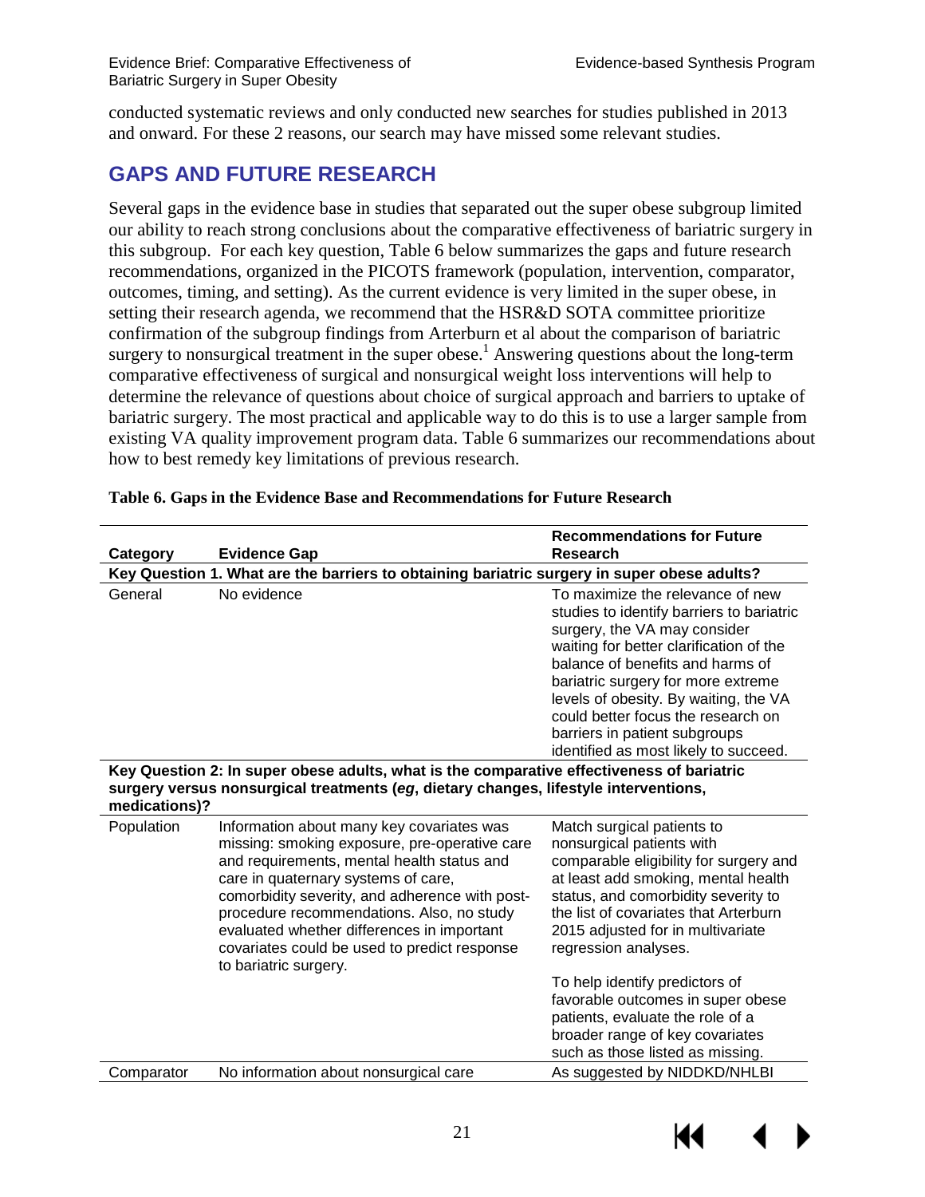conducted systematic reviews and only conducted new searches for studies published in 2013 and onward. For these 2 reasons, our search may have missed some relevant studies.

## GAPS AND FUTURE RESEARCH

Several gaps in the evidence base in studies that separated out the super obese subgroup limited our ability to reach strong conclusions about the comparative effectiveness of bariatric surgery in this subgroup. For each key question, Table 6 below summarizes the gaps and future research recommendations, organized in the PICOTS framework (population, intervention, comparator, outcomes, timing, and setting). As the current evidence is very limited in the super obese, in setting their research agenda, we recommend that the HSR&D SOTA committee prioritize confirmation of the subgroup findings from Arterburn et al about the comparison of bariatric surgery to nonsurgical treatment in the super obese.[1] Answering questions about the long-term comparative effectiveness of surgical and nonsurgical weight loss interventions will help to determine the relevance of questions about choice of surgical approach and barriers to uptake of bariatric surgery. The most practical and applicable way to do this is to use a larger sample from existing VA quality improvement program data. Table 6 summarizes our recommendations about how to best remedy key limitations of previous research.

**Table 6. Gaps in the Evidence Base and Recommendations for Future Research**

| Category | Evidence Gap | Recommendations for Future Research |
|---|---|---|
| **Key Question 1. What are the barriers to obtaining bariatric surgery in super obese adults?** | | |
| General | No evidence | To maximize the relevance of new studies to identify barriers to bariatric surgery, the VA may consider waiting for better clarification of the balance of benefits and harms of bariatric surgery for more extreme levels of obesity. By waiting, the VA could better focus the research on barriers in patient subgroups identified as most likely to succeed. |
| **Key Question 2: In super obese adults, what is the comparative effectiveness of bariatric surgery versus nonsurgical treatments (*eg*, dietary changes, lifestyle interventions, medications)?** | | |
| Population | Information about many key covariates was missing: smoking exposure, pre-operative care and requirements, mental health status and care in quaternary systems of care, comorbidity severity, and adherence with post-procedure recommendations. Also, no study evaluated whether differences in important covariates could be used to predict response to bariatric surgery. | Match surgical patients to nonsurgical patients with comparable eligibility for surgery and at least add smoking, mental health status, and comorbidity severity to the list of covariates that Arterburn 2015 adjusted for in multivariate regression analyses.<br><br>To help identify predictors of favorable outcomes in super obese patients, evaluate the role of a broader range of key covariates such as those listed as missing. |
| Comparator | No information about nonsurgical care | As suggested by NIDDKD/NHLBI |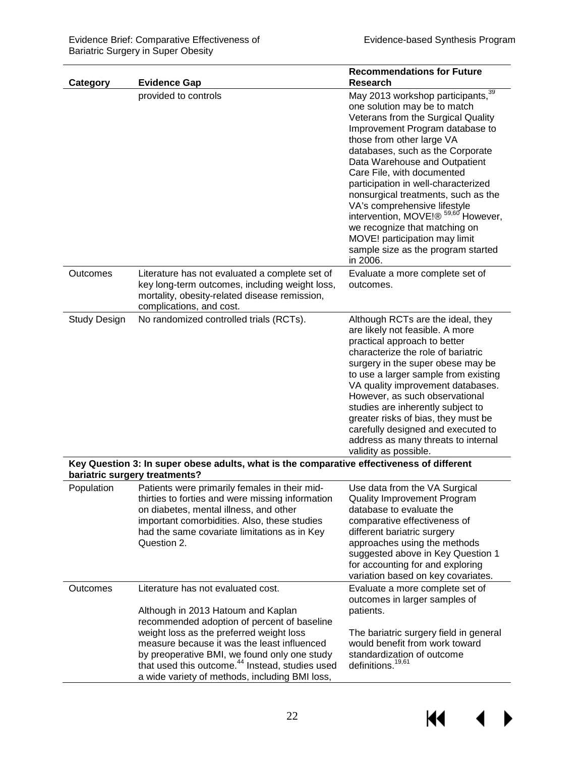| Category | Evidence Gap | Recommendations for Future Research |
| --- | --- | --- |
| | provided to controls | May 2013 workshop participants,[39] one solution may be to match Veterans from the Surgical Quality Improvement Program database to those from other large VA databases, such as the Corporate Data Warehouse and Outpatient Care File, with documented participation in well-characterized nonsurgical treatments, such as the VA's comprehensive lifestyle intervention, MOVE!®[59,60] However, we recognize that matching on MOVE! participation may limit sample size as the program started in 2006. |
| Outcomes | Literature has not evaluated a complete set of key long-term outcomes, including weight loss, mortality, obesity-related disease remission, complications, and cost. | Evaluate a more complete set of outcomes. |
| Study Design | No randomized controlled trials (RCTs). | Although RCTs are the ideal, they are likely not feasible. A more practical approach to better characterize the role of bariatric surgery in the super obese may be to use a larger sample from existing VA quality improvement databases. However, as such observational studies are inherently subject to greater risks of bias, they must be carefully designed and executed to address as many threats to internal validity as possible. |
| **Key Question 3: In super obese adults, what is the comparative effectiveness of different bariatric surgery treatments?** | | |
| Population | Patients were primarily females in their mid-thirties to forties and were missing information on diabetes, mental illness, and other important comorbidities. Also, these studies had the same covariate limitations as in Key Question 2. | Use data from the VA Surgical Quality Improvement Program database to evaluate the comparative effectiveness of different bariatric surgery approaches using the methods suggested above in Key Question 1 for accounting for and exploring variation based on key covariates. |
| Outcomes | Literature has not evaluated cost.<br><br>Although in 2013 Hatoum and Kaplan recommended adoption of percent of baseline weight loss as the preferred weight loss measure because it was the least influenced by preoperative BMI, we found only one study that used this outcome.[44] Instead, studies used a wide variety of methods, including BMI loss, | Evaluate a more complete set of outcomes in larger samples of patients.<br><br>The bariatric surgery field in general would benefit from work toward standardization of outcome definitions.[19,61] |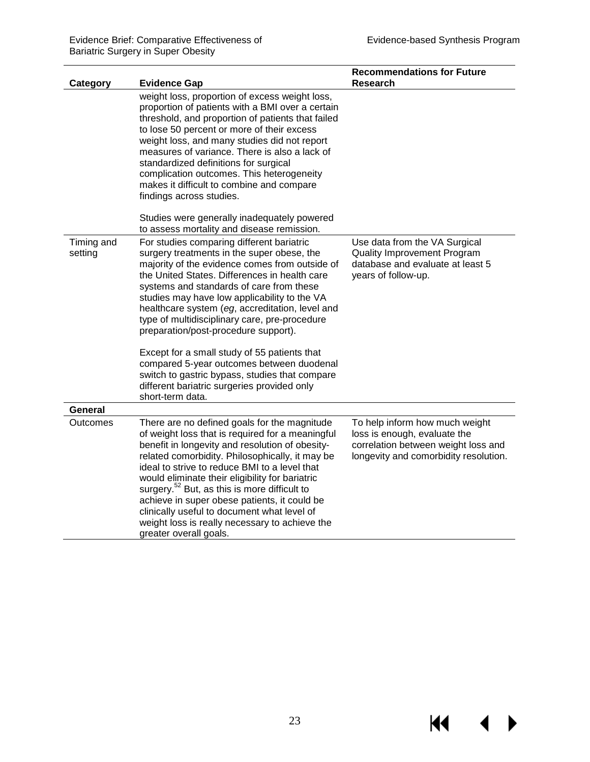| Category | Evidence Gap | Recommendations for Future Research |
|---|---|---|
| | weight loss, proportion of excess weight loss, proportion of patients with a BMI over a certain threshold, and proportion of patients that failed to lose 50 percent or more of their excess weight loss, and many studies did not report measures of variance. There is also a lack of standardized definitions for surgical complication outcomes. This heterogeneity makes it difficult to combine and compare findings across studies.<br><br>Studies were generally inadequately powered to assess mortality and disease remission. | |
| Timing and setting | For studies comparing different bariatric surgery treatments in the super obese, the majority of the evidence comes from outside of the United States. Differences in health care systems and standards of care from these studies may have low applicability to the VA healthcare system (*eg*, accreditation, level and type of multidisciplinary care, pre-procedure preparation/post-procedure support).<br><br>Except for a small study of 55 patients that compared 5-year outcomes between duodenal switch to gastric bypass, studies that compare different bariatric surgeries provided only short-term data. | Use data from the VA Surgical Quality Improvement Program database and evaluate at least 5 years of follow-up. |
| **General** | | |
| Outcomes | There are no defined goals for the magnitude of weight loss that is required for a meaningful benefit in longevity and resolution of obesity-related comorbidity. Philosophically, it may be ideal to strive to reduce BMI to a level that would eliminate their eligibility for bariatric surgery.[52] But, as this is more difficult to achieve in super obese patients, it could be clinically useful to document what level of weight loss is really necessary to achieve the greater overall goals. | To help inform how much weight loss is enough, evaluate the correlation between weight loss and longevity and comorbidity resolution. |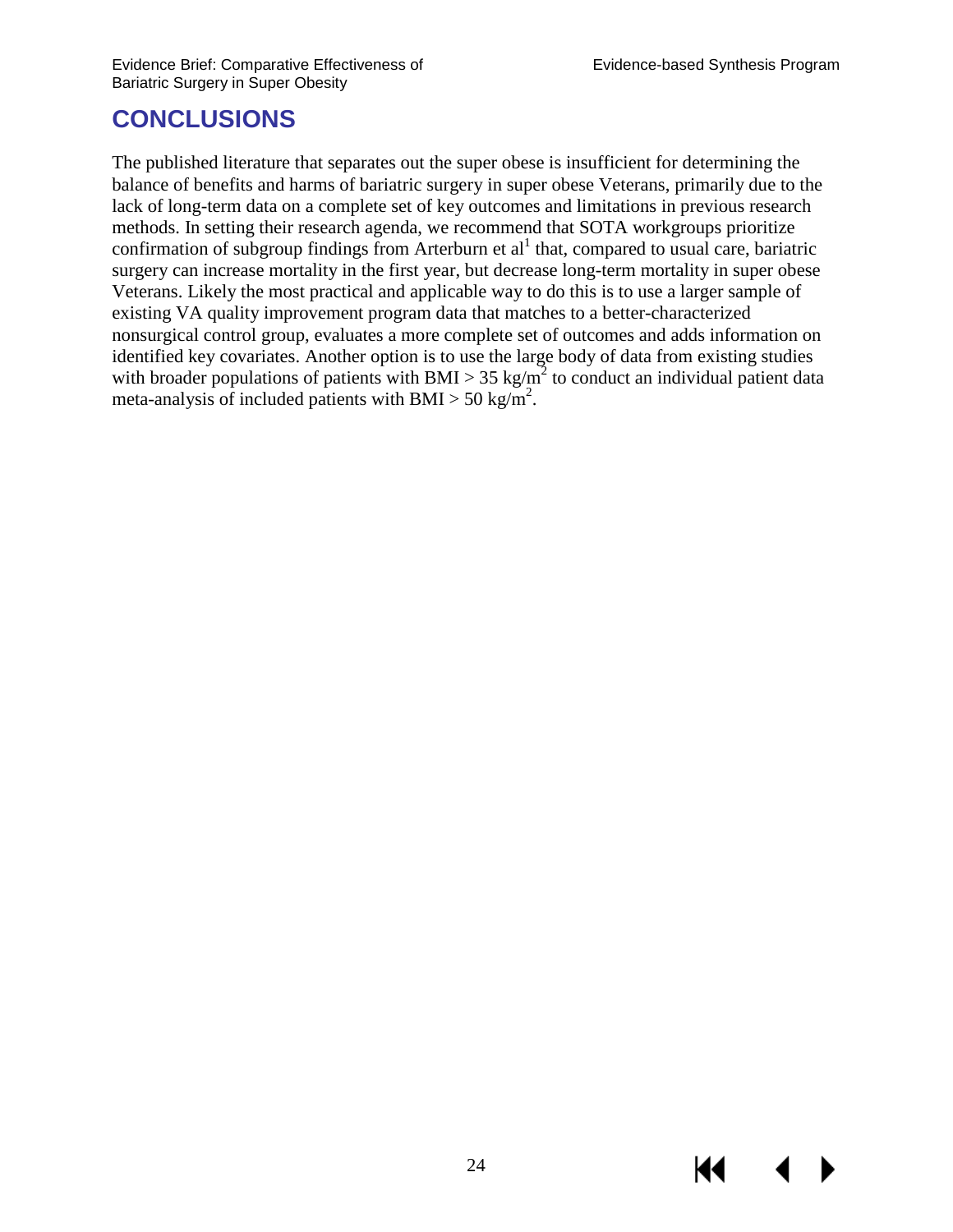# CONCLUSIONS

The published literature that separates out the super obese is insufficient for determining the balance of benefits and harms of bariatric surgery in super obese Veterans, primarily due to the lack of long-term data on a complete set of key outcomes and limitations in previous research methods. In setting their research agenda, we recommend that SOTA workgroups prioritize confirmation of subgroup findings from Arterburn et al[1] that, compared to usual care, bariatric surgery can increase mortality in the first year, but decrease long-term mortality in super obese Veterans. Likely the most practical and applicable way to do this is to use a larger sample of existing VA quality improvement program data that matches to a better-characterized nonsurgical control group, evaluates a more complete set of outcomes and adds information on identified key covariates. Another option is to use the large body of data from existing studies with broader populations of patients with BMI > 35 $kg/m^2$ to conduct an individual patient data meta-analysis of included patients with BMI > 50 $kg/m^2$.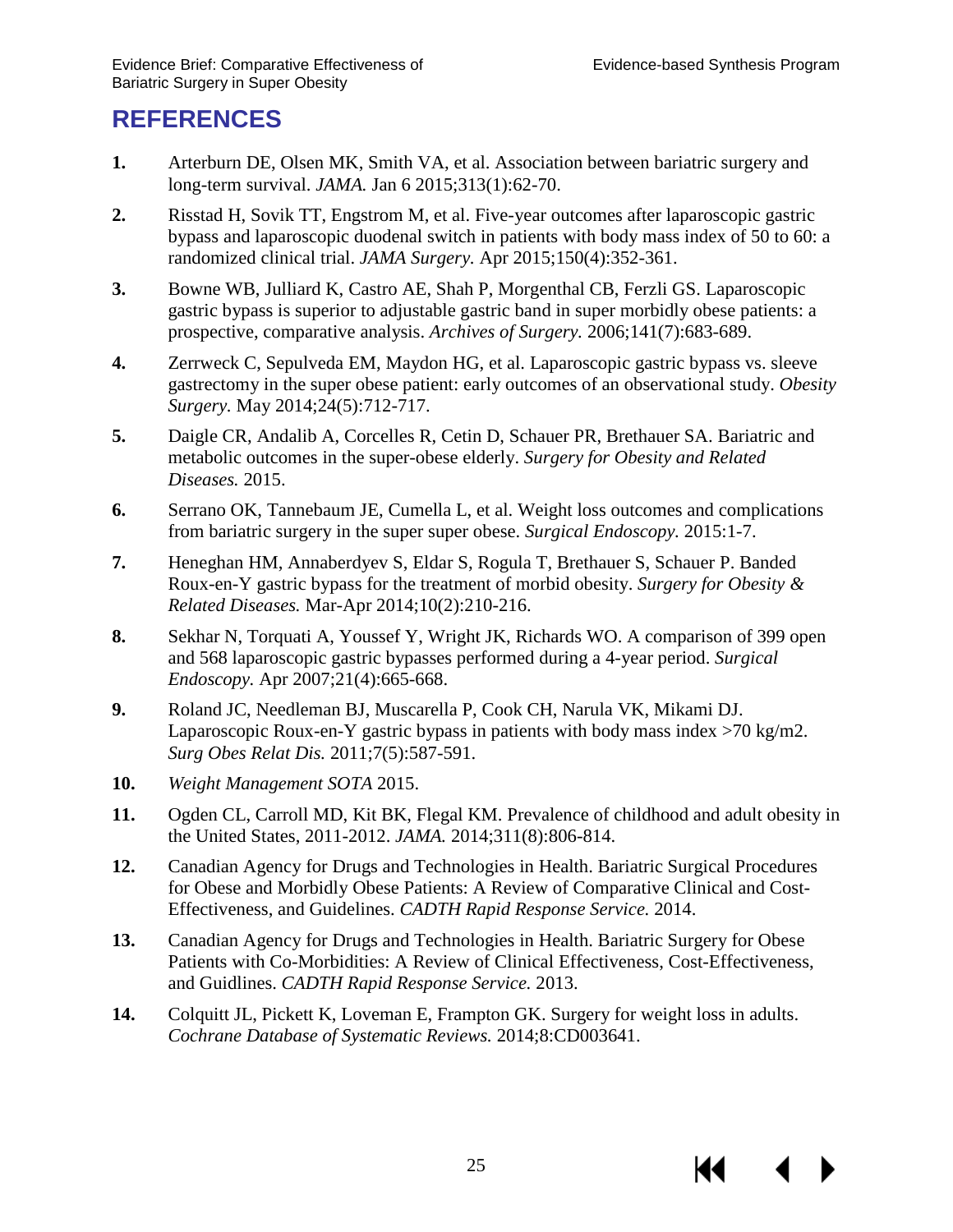# REFERENCES

1. Arterburn DE, Olsen MK, Smith VA, et al. Association between bariatric surgery and long-term survival. *JAMA.* Jan 6 2015;313(1):62-70.
2. Risstad H, Sovik TT, Engstrom M, et al. Five-year outcomes after laparoscopic gastric bypass and laparoscopic duodenal switch in patients with body mass index of 50 to 60: a randomized clinical trial. *JAMA Surgery.* Apr 2015;150(4):352-361.
3. Bowne WB, Julliard K, Castro AE, Shah P, Morgenthal CB, Ferzli GS. Laparoscopic gastric bypass is superior to adjustable gastric band in super morbidly obese patients: a prospective, comparative analysis. *Archives of Surgery.* 2006;141(7):683-689.
4. Zerrweck C, Sepulveda EM, Maydon HG, et al. Laparoscopic gastric bypass vs. sleeve gastrectomy in the super obese patient: early outcomes of an observational study. *Obesity Surgery.* May 2014;24(5):712-717.
5. Daigle CR, Andalib A, Corcelles R, Cetin D, Schauer PR, Brethauer SA. Bariatric and metabolic outcomes in the super-obese elderly. *Surgery for Obesity and Related Diseases.* 2015.
6. Serrano OK, Tannebaum JE, Cumella L, et al. Weight loss outcomes and complications from bariatric surgery in the super super obese. *Surgical Endoscopy.* 2015:1-7.
7. Heneghan HM, Annaberdyev S, Eldar S, Rogula T, Brethauer S, Schauer P. Banded Roux-en-Y gastric bypass for the treatment of morbid obesity. *Surgery for Obesity & Related Diseases.* Mar-Apr 2014;10(2):210-216.
8. Sekhar N, Torquati A, Youssef Y, Wright JK, Richards WO. A comparison of 399 open and 568 laparoscopic gastric bypasses performed during a 4-year period. *Surgical Endoscopy.* Apr 2007;21(4):665-668.
9. Roland JC, Needleman BJ, Muscarella P, Cook CH, Narula VK, Mikami DJ. Laparoscopic Roux-en-Y gastric bypass in patients with body mass index >70 kg/m2. *Surg Obes Relat Dis.* 2011;7(5):587-591.
10. *Weight Management SOTA* 2015.
11. Ogden CL, Carroll MD, Kit BK, Flegal KM. Prevalence of childhood and adult obesity in the United States, 2011-2012. *JAMA.* 2014;311(8):806-814.
12. Canadian Agency for Drugs and Technologies in Health. Bariatric Surgical Procedures for Obese and Morbidly Obese Patients: A Review of Comparative Clinical and Cost-Effectiveness, and Guidelines. *CADTH Rapid Response Service.* 2014.
13. Canadian Agency for Drugs and Technologies in Health. Bariatric Surgery for Obese Patients with Co-Morbidities: A Review of Clinical Effectiveness, Cost-Effectiveness, and Guidlines. *CADTH Rapid Response Service.* 2013.
14. Colquitt JL, Pickett K, Loveman E, Frampton GK. Surgery for weight loss in adults. *Cochrane Database of Systematic Reviews.* 2014;8:CD003641.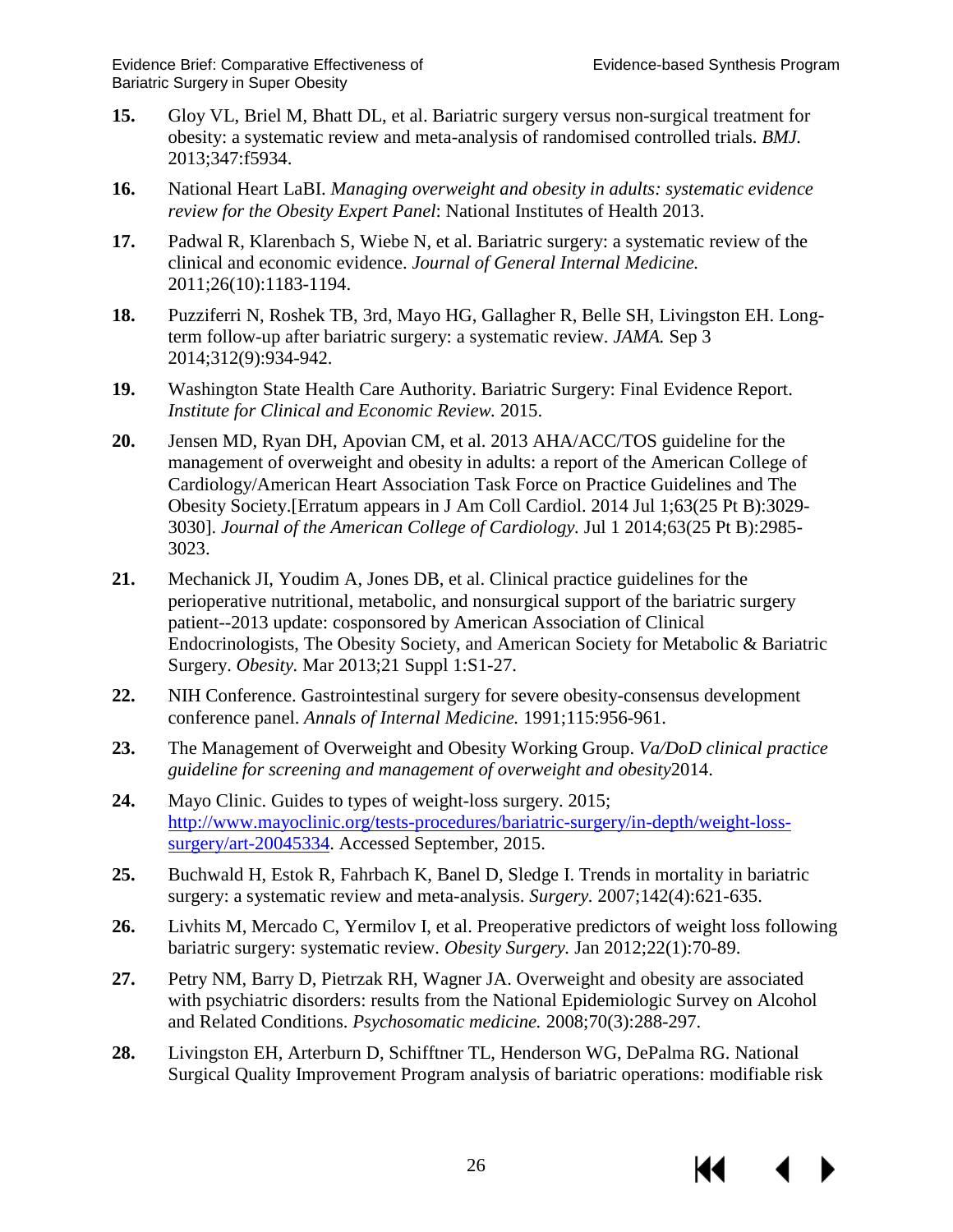15. Gloy VL, Briel M, Bhatt DL, et al. Bariatric surgery versus non-surgical treatment for obesity: a systematic review and meta-analysis of randomised controlled trials. *BMJ.* 2013;347:f5934.

16. National Heart LaBI. *Managing overweight and obesity in adults: systematic evidence review for the Obesity Expert Panel*: National Institutes of Health 2013.

17. Padwal R, Klarenbach S, Wiebe N, et al. Bariatric surgery: a systematic review of the clinical and economic evidence. *Journal of General Internal Medicine.* 2011;26(10):1183-1194.

18. Puzziferri N, Roshek TB, 3rd, Mayo HG, Gallagher R, Belle SH, Livingston EH. Long-term follow-up after bariatric surgery: a systematic review. *JAMA.* Sep 3 2014;312(9):934-942.

19. Washington State Health Care Authority. Bariatric Surgery: Final Evidence Report. *Institute for Clinical and Economic Review.* 2015.

20. Jensen MD, Ryan DH, Apovian CM, et al. 2013 AHA/ACC/TOS guideline for the management of overweight and obesity in adults: a report of the American College of Cardiology/American Heart Association Task Force on Practice Guidelines and The Obesity Society.[Erratum appears in J Am Coll Cardiol. 2014 Jul 1;63(25 Pt B):3029-3030]. *Journal of the American College of Cardiology.* Jul 1 2014;63(25 Pt B):2985-3023.

21. Mechanick JI, Youdim A, Jones DB, et al. Clinical practice guidelines for the perioperative nutritional, metabolic, and nonsurgical support of the bariatric surgery patient--2013 update: cosponsored by American Association of Clinical Endocrinologists, The Obesity Society, and American Society for Metabolic & Bariatric Surgery. *Obesity.* Mar 2013;21 Suppl 1:S1-27.

22. NIH Conference. Gastrointestinal surgery for severe obesity-consensus development conference panel. *Annals of Internal Medicine.* 1991;115:956-961.

23. The Management of Overweight and Obesity Working Group. *Va/DoD clinical practice guideline for screening and management of overweight and obesity*2014.

24. Mayo Clinic. Guides to types of weight-loss surgery. 2015; [http://www.mayoclinic.org/tests-procedures/bariatric-surgery/in-depth/weight-loss-surgery/art-20045334](http://www.mayoclinic.org/tests-procedures/bariatric-surgery/in-depth/weight-loss-surgery/art-20045334). Accessed September, 2015.

25. Buchwald H, Estok R, Fahrbach K, Banel D, Sledge I. Trends in mortality in bariatric surgery: a systematic review and meta-analysis. *Surgery.* 2007;142(4):621-635.

26. Livhits M, Mercado C, Yermilov I, et al. Preoperative predictors of weight loss following bariatric surgery: systematic review. *Obesity Surgery.* Jan 2012;22(1):70-89.

27. Petry NM, Barry D, Pietrzak RH, Wagner JA. Overweight and obesity are associated with psychiatric disorders: results from the National Epidemiologic Survey on Alcohol and Related Conditions. *Psychosomatic medicine.* 2008;70(3):288-297.

28. Livingston EH, Arterburn D, Schifftner TL, Henderson WG, DePalma RG. National Surgical Quality Improvement Program analysis of bariatric operations: modifiable risk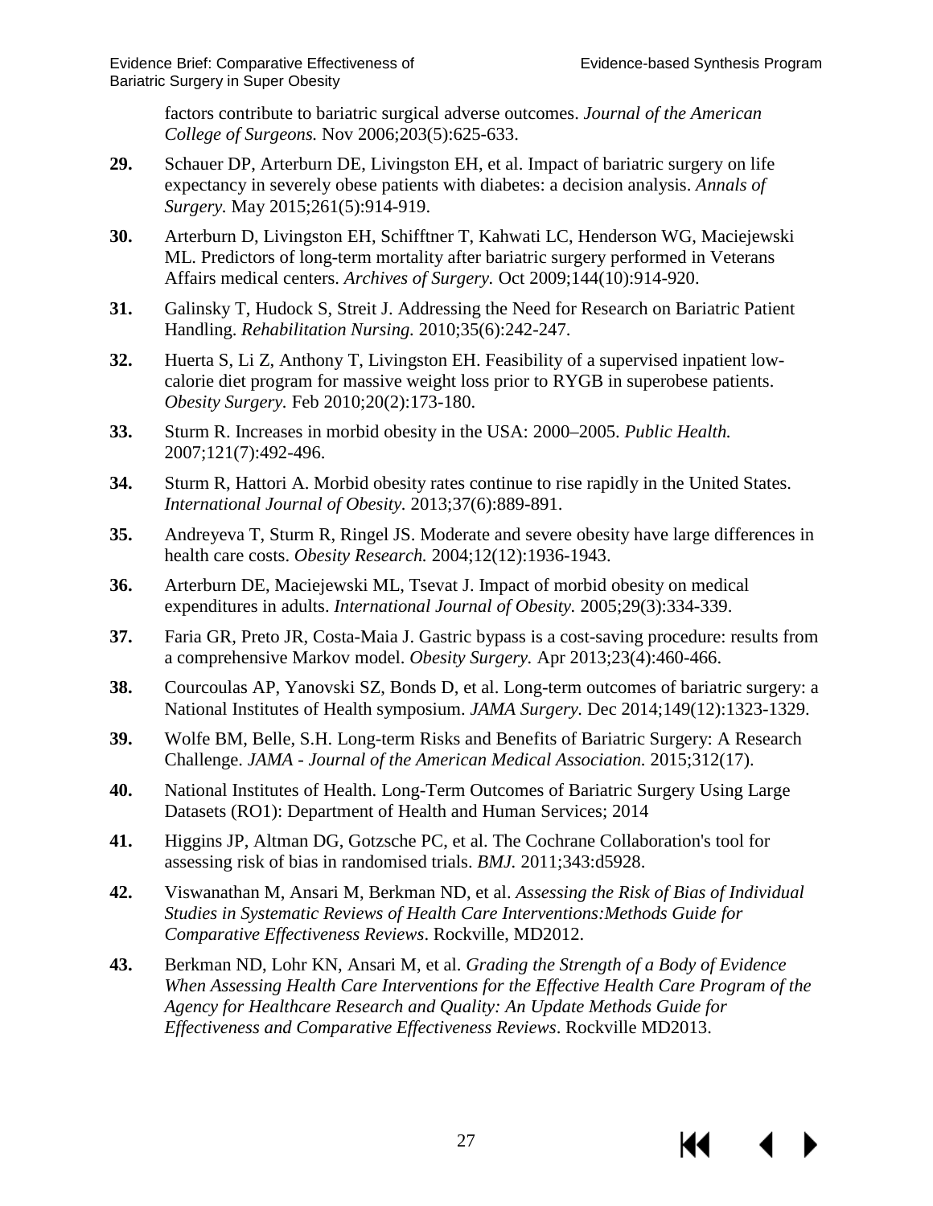factors contribute to bariatric surgical adverse outcomes. *Journal of the American College of Surgeons.* Nov 2006;203(5):625-633.

**29.** Schauer DP, Arterburn DE, Livingston EH, et al. Impact of bariatric surgery on life expectancy in severely obese patients with diabetes: a decision analysis. *Annals of Surgery.* May 2015;261(5):914-919.

**30.** Arterburn D, Livingston EH, Schifftner T, Kahwati LC, Henderson WG, Maciejewski ML. Predictors of long-term mortality after bariatric surgery performed in Veterans Affairs medical centers. *Archives of Surgery.* Oct 2009;144(10):914-920.

**31.** Galinsky T, Hudock S, Streit J. Addressing the Need for Research on Bariatric Patient Handling. *Rehabilitation Nursing.* 2010;35(6):242-247.

**32.** Huerta S, Li Z, Anthony T, Livingston EH. Feasibility of a supervised inpatient low-calorie diet program for massive weight loss prior to RYGB in superobese patients. *Obesity Surgery.* Feb 2010;20(2):173-180.

**33.** Sturm R. Increases in morbid obesity in the USA: 2000–2005. *Public Health.* 2007;121(7):492-496.

**34.** Sturm R, Hattori A. Morbid obesity rates continue to rise rapidly in the United States. *International Journal of Obesity.* 2013;37(6):889-891.

**35.** Andreyeva T, Sturm R, Ringel JS. Moderate and severe obesity have large differences in health care costs. *Obesity Research.* 2004;12(12):1936-1943.

**36.** Arterburn DE, Maciejewski ML, Tsevat J. Impact of morbid obesity on medical expenditures in adults. *International Journal of Obesity.* 2005;29(3):334-339.

**37.** Faria GR, Preto JR, Costa-Maia J. Gastric bypass is a cost-saving procedure: results from a comprehensive Markov model. *Obesity Surgery.* Apr 2013;23(4):460-466.

**38.** Courcoulas AP, Yanovski SZ, Bonds D, et al. Long-term outcomes of bariatric surgery: a National Institutes of Health symposium. *JAMA Surgery.* Dec 2014;149(12):1323-1329.

**39.** Wolfe BM, Belle, S.H. Long-term Risks and Benefits of Bariatric Surgery: A Research Challenge. *JAMA - Journal of the American Medical Association.* 2015;312(17).

**40.** National Institutes of Health. Long-Term Outcomes of Bariatric Surgery Using Large Datasets (RO1): Department of Health and Human Services; 2014

**41.** Higgins JP, Altman DG, Gotzsche PC, et al. The Cochrane Collaboration's tool for assessing risk of bias in randomised trials. *BMJ.* 2011;343:d5928.

**42.** Viswanathan M, Ansari M, Berkman ND, et al. *Assessing the Risk of Bias of Individual Studies in Systematic Reviews of Health Care Interventions:Methods Guide for Comparative Effectiveness Reviews*. Rockville, MD2012.

**43.** Berkman ND, Lohr KN, Ansari M, et al. *Grading the Strength of a Body of Evidence When Assessing Health Care Interventions for the Effective Health Care Program of the Agency for Healthcare Research and Quality: An Update Methods Guide for Effectiveness and Comparative Effectiveness Reviews*. Rockville MD2013.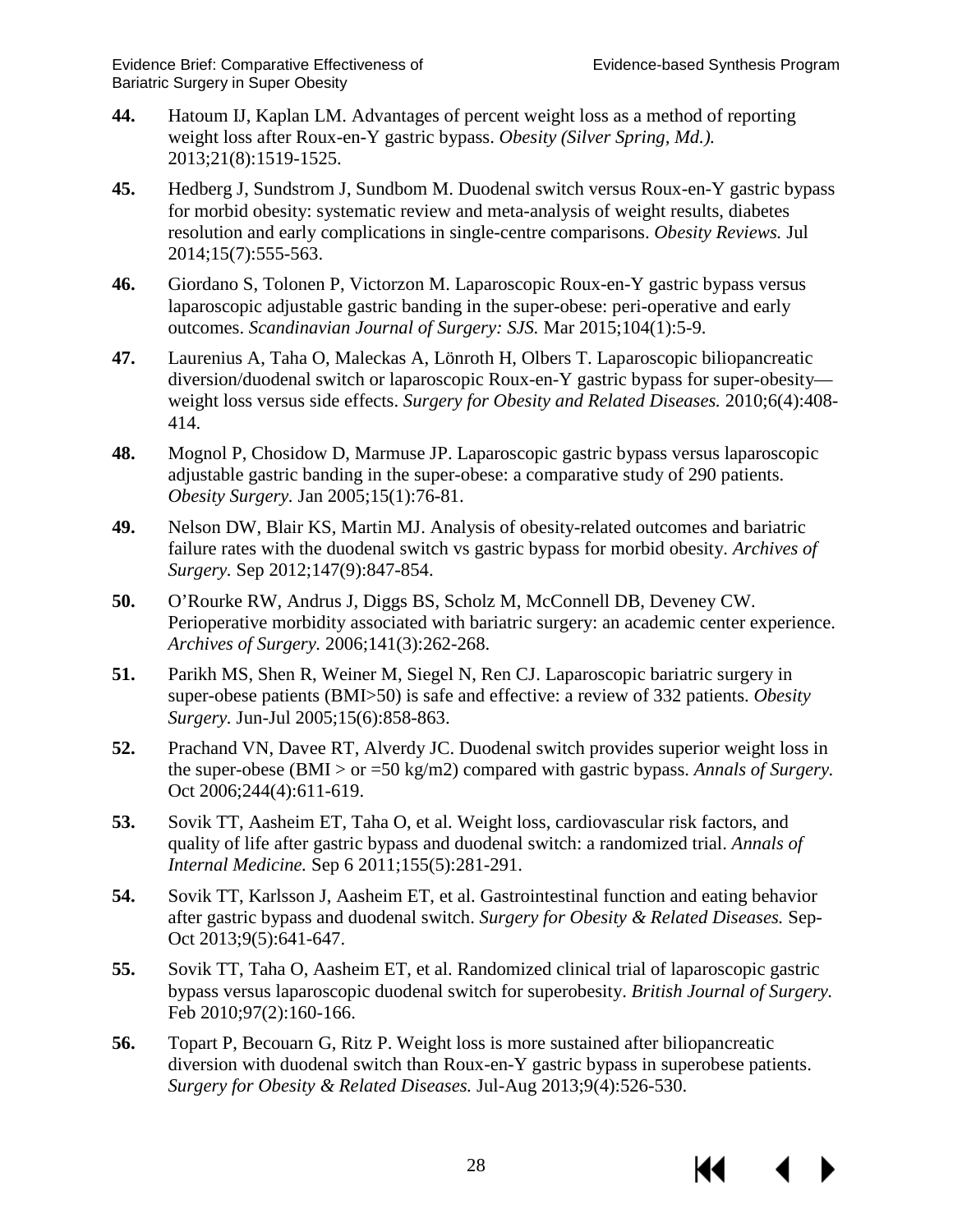**44.** Hatoum IJ, Kaplan LM. Advantages of percent weight loss as a method of reporting weight loss after Roux-en-Y gastric bypass. *Obesity (Silver Spring, Md.).* 2013;21(8):1519-1525.

**45.** Hedberg J, Sundstrom J, Sundbom M. Duodenal switch versus Roux-en-Y gastric bypass for morbid obesity: systematic review and meta-analysis of weight results, diabetes resolution and early complications in single-centre comparisons. *Obesity Reviews.* Jul 2014;15(7):555-563.

**46.** Giordano S, Tolonen P, Victorzon M. Laparoscopic Roux-en-Y gastric bypass versus laparoscopic adjustable gastric banding in the super-obese: peri-operative and early outcomes. *Scandinavian Journal of Surgery: SJS.* Mar 2015;104(1):5-9.

**47.** Laurenius A, Taha O, Maleckas A, Lönroth H, Olbers T. Laparoscopic biliopancreatic diversion/duodenal switch or laparoscopic Roux-en-Y gastric bypass for super-obesity—weight loss versus side effects. *Surgery for Obesity and Related Diseases.* 2010;6(4):408-414.

**48.** Mognol P, Chosidow D, Marmuse JP. Laparoscopic gastric bypass versus laparoscopic adjustable gastric banding in the super-obese: a comparative study of 290 patients. *Obesity Surgery.* Jan 2005;15(1):76-81.

**49.** Nelson DW, Blair KS, Martin MJ. Analysis of obesity-related outcomes and bariatric failure rates with the duodenal switch vs gastric bypass for morbid obesity. *Archives of Surgery.* Sep 2012;147(9):847-854.

**50.** O'Rourke RW, Andrus J, Diggs BS, Scholz M, McConnell DB, Deveney CW. Perioperative morbidity associated with bariatric surgery: an academic center experience. *Archives of Surgery.* 2006;141(3):262-268.

**51.** Parikh MS, Shen R, Weiner M, Siegel N, Ren CJ. Laparoscopic bariatric surgery in super-obese patients (BMI>50) is safe and effective: a review of 332 patients. *Obesity Surgery.* Jun-Jul 2005;15(6):858-863.

**52.** Prachand VN, Davee RT, Alverdy JC. Duodenal switch provides superior weight loss in the super-obese (BMI > or =50 kg/m2) compared with gastric bypass. *Annals of Surgery.* Oct 2006;244(4):611-619.

**53.** Sovik TT, Aasheim ET, Taha O, et al. Weight loss, cardiovascular risk factors, and quality of life after gastric bypass and duodenal switch: a randomized trial. *Annals of Internal Medicine.* Sep 6 2011;155(5):281-291.

**54.** Sovik TT, Karlsson J, Aasheim ET, et al. Gastrointestinal function and eating behavior after gastric bypass and duodenal switch. *Surgery for Obesity & Related Diseases.* Sep-Oct 2013;9(5):641-647.

**55.** Sovik TT, Taha O, Aasheim ET, et al. Randomized clinical trial of laparoscopic gastric bypass versus laparoscopic duodenal switch for superobesity. *British Journal of Surgery.* Feb 2010;97(2):160-166.

**56.** Topart P, Becouarn G, Ritz P. Weight loss is more sustained after biliopancreatic diversion with duodenal switch than Roux-en-Y gastric bypass in superobese patients. *Surgery for Obesity & Related Diseases.* Jul-Aug 2013;9(4):526-530.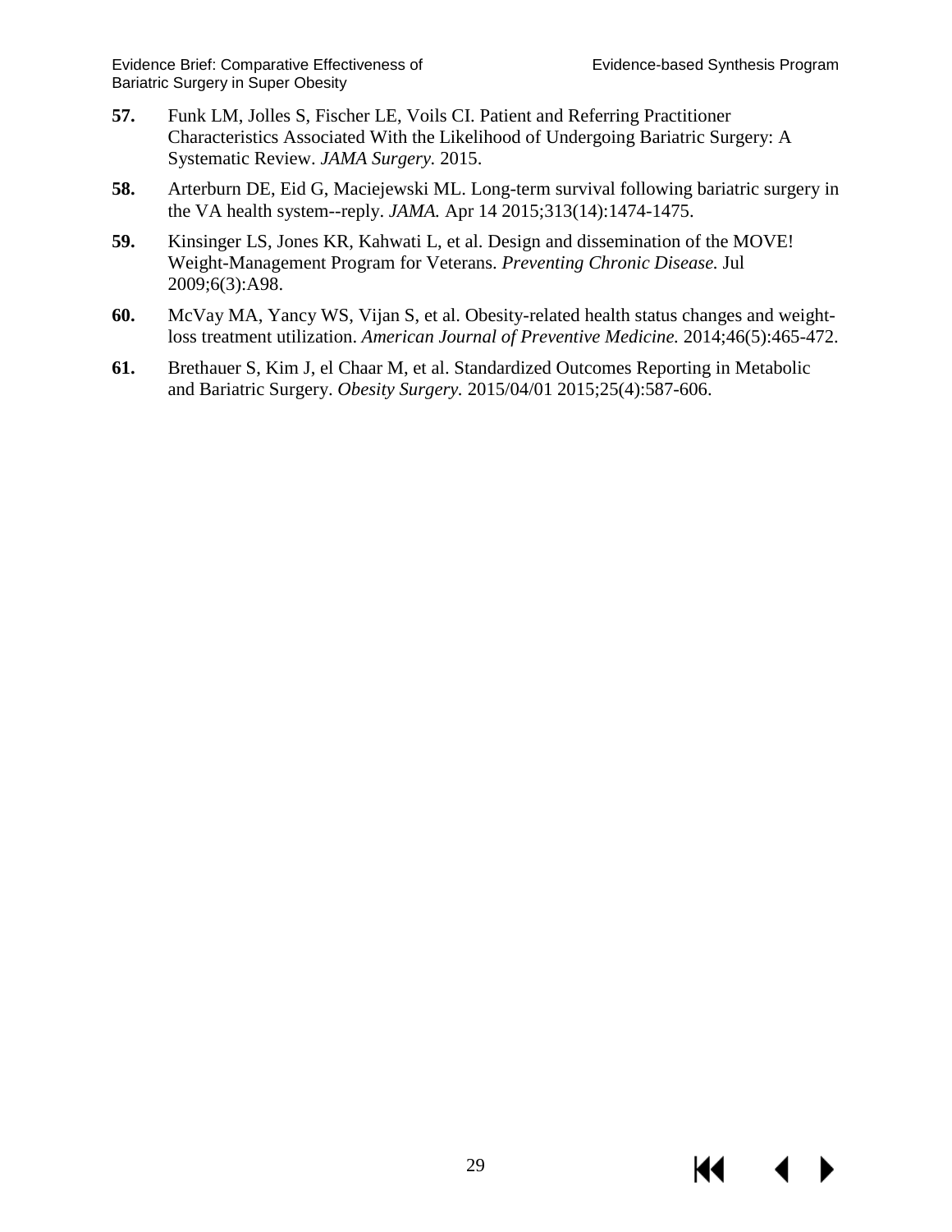**57.** Funk LM, Jolles S, Fischer LE, Voils CI. Patient and Referring Practitioner Characteristics Associated With the Likelihood of Undergoing Bariatric Surgery: A Systematic Review. *JAMA Surgery.* 2015.

**58.** Arterburn DE, Eid G, Maciejewski ML. Long-term survival following bariatric surgery in the VA health system--reply. *JAMA.* Apr 14 2015;313(14):1474-1475.

**59.** Kinsinger LS, Jones KR, Kahwati L, et al. Design and dissemination of the MOVE! Weight-Management Program for Veterans. *Preventing Chronic Disease.* Jul 2009;6(3):A98.

**60.** McVay MA, Yancy WS, Vijan S, et al. Obesity-related health status changes and weight-loss treatment utilization. *American Journal of Preventive Medicine.* 2014;46(5):465-472.

**61.** Brethauer S, Kim J, el Chaar M, et al. Standardized Outcomes Reporting in Metabolic and Bariatric Surgery. *Obesity Surgery.* 2015/04/01 2015;25(4):587-606.